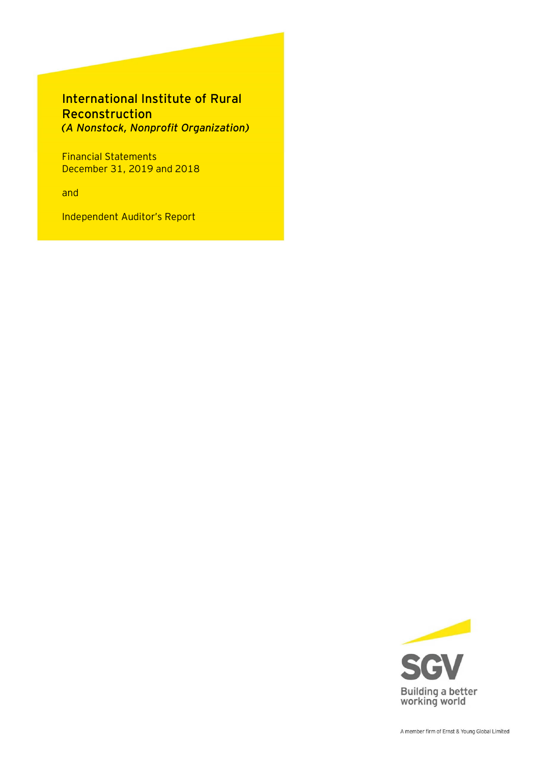# International Institute of Rural Reconstruction

*(A Nonstock, Nonprofit Organization)*

Financial Statements
December 31, 2019 and 2018

and

Independent Auditor's Report

SGV

Building a better working world

A member firm of Ernst & Young Global Limited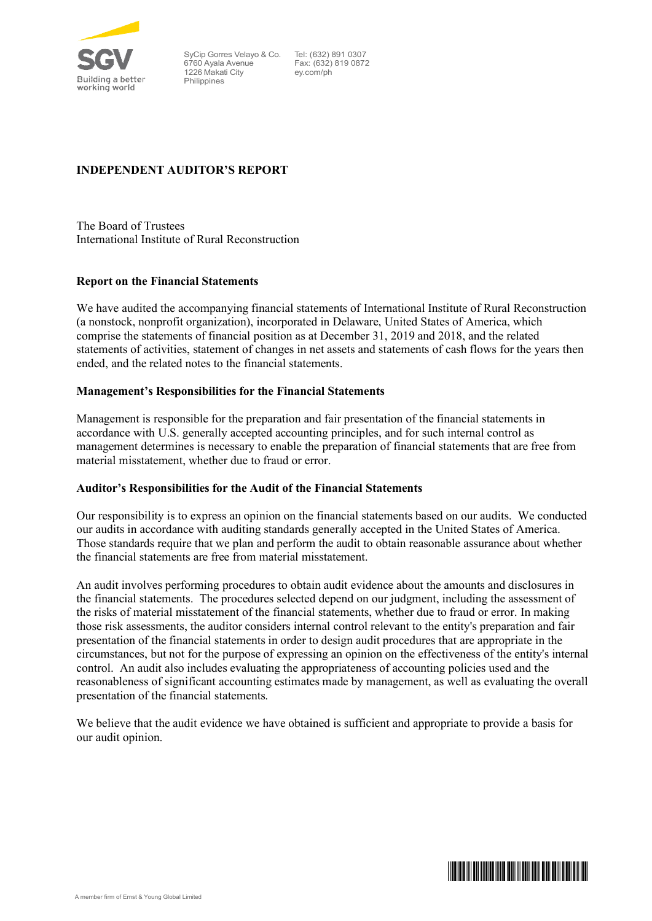SyCip Gorres Velayo & Co.
6760 Ayala Avenue
1226 Makati City
Philippines

Tel: (632) 891 0307
Fax: (632) 819 0872
ey.com/ph

# INDEPENDENT AUDITOR'S REPORT

The Board of Trustees
International Institute of Rural Reconstruction

## Report on the Financial Statements

We have audited the accompanying financial statements of International Institute of Rural Reconstruction (a nonstock, nonprofit organization), incorporated in Delaware, United States of America, which comprise the statements of financial position as at December 31, 2019 and 2018, and the related statements of activities, statement of changes in net assets and statements of cash flows for the years then ended, and the related notes to the financial statements.

## Management's Responsibilities for the Financial Statements

Management is responsible for the preparation and fair presentation of the financial statements in accordance with U.S. generally accepted accounting principles, and for such internal control as management determines is necessary to enable the preparation of financial statements that are free from material misstatement, whether due to fraud or error.

## Auditor's Responsibilities for the Audit of the Financial Statements

Our responsibility is to express an opinion on the financial statements based on our audits. We conducted our audits in accordance with auditing standards generally accepted in the United States of America. Those standards require that we plan and perform the audit to obtain reasonable assurance about whether the financial statements are free from material misstatement.

An audit involves performing procedures to obtain audit evidence about the amounts and disclosures in the financial statements. The procedures selected depend on our judgment, including the assessment of the risks of material misstatement of the financial statements, whether due to fraud or error. In making those risk assessments, the auditor considers internal control relevant to the entity's preparation and fair presentation of the financial statements in order to design audit procedures that are appropriate in the circumstances, but not for the purpose of expressing an opinion on the effectiveness of the entity's internal control. An audit also includes evaluating the appropriateness of accounting policies used and the reasonableness of significant accounting estimates made by management, as well as evaluating the overall presentation of the financial statements.

We believe that the audit evidence we have obtained is sufficient and appropriate to provide a basis for our audit opinion.

A member firm of Ernst & Young Global Limited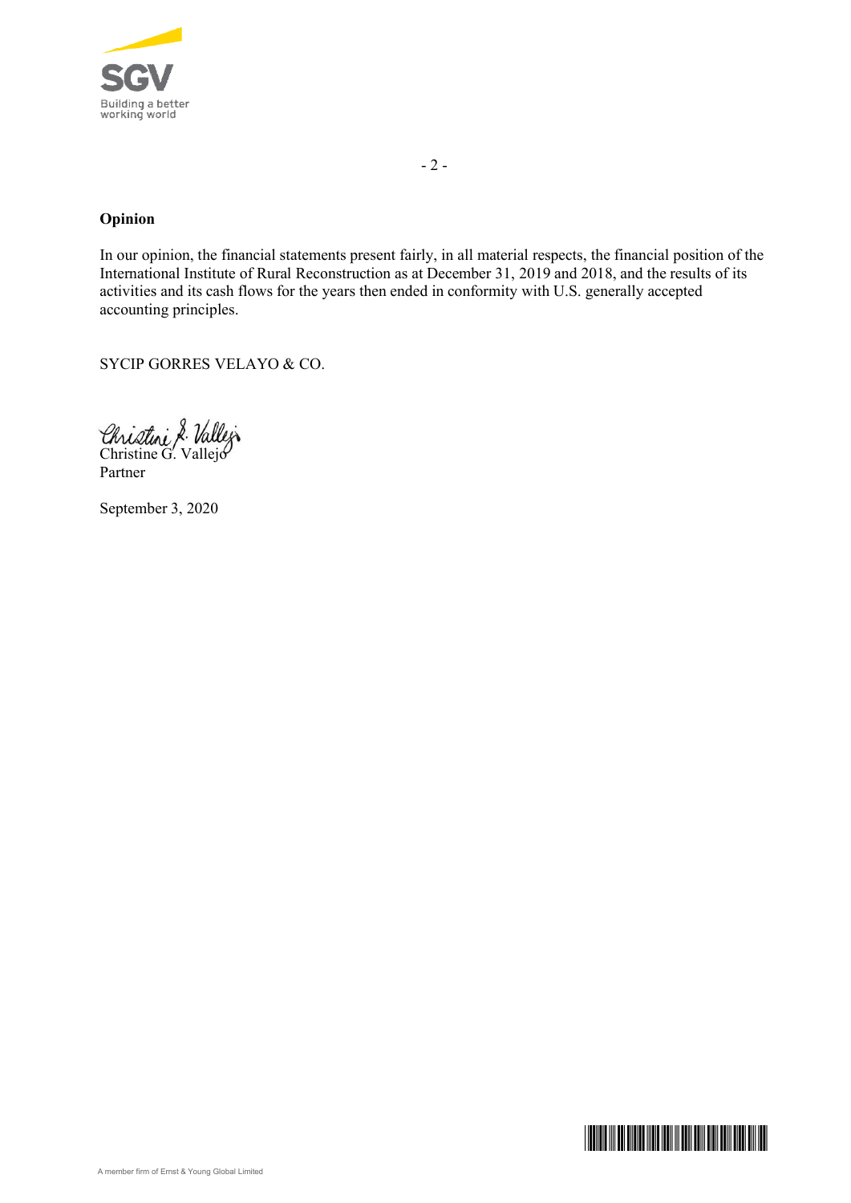## Opinion

In our opinion, the financial statements present fairly, in all material respects, the financial position of the International Institute of Rural Reconstruction as at December 31, 2019 and 2018, and the results of its activities and its cash flows for the years then ended in conformity with U.S. generally accepted accounting principles.

SYCIP GORRES VELAYO & CO.

Christine G. Vallejo
Partner

September 3, 2020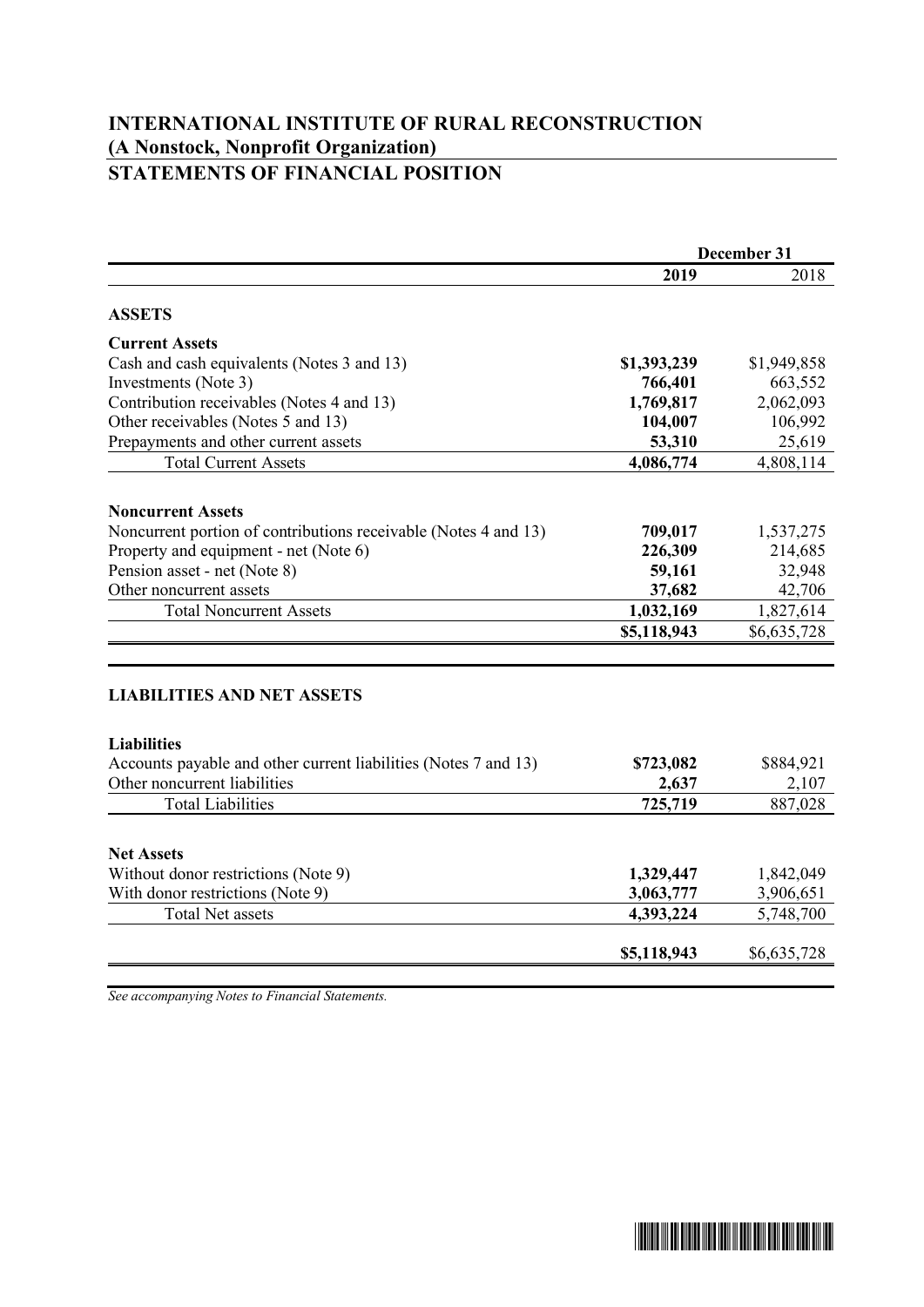# INTERNATIONAL INSTITUTE OF RURAL RECONSTRUCTION
## (A Nonstock, Nonprofit Organization)
## STATEMENTS OF FINANCIAL POSITION

| | December 31 | |
|---|---|---|
| | **2019** | 2018 |
| **ASSETS** | | |
| **Current Assets** | | |
| Cash and cash equivalents (Notes 3 and 13) | **$1,393,239** | $1,949,858 |
| Investments (Note 3) | **766,401** | 663,552 |
| Contribution receivables (Notes 4 and 13) | **1,769,817** | 2,062,093 |
| Other receivables (Notes 5 and 13) | **104,007** | 106,992 |
| Prepayments and other current assets | **53,310** | 25,619 |
| Total Current Assets | **4,086,774** | 4,808,114 |
| **Noncurrent Assets** | | |
| Noncurrent portion of contributions receivable (Notes 4 and 13) | **709,017** | 1,537,275 |
| Property and equipment - net (Note 6) | **226,309** | 214,685 |
| Pension asset - net (Note 8) | **59,161** | 32,948 |
| Other noncurrent assets | **37,682** | 42,706 |
| Total Noncurrent Assets | **1,032,169** | 1,827,614 |
| | **$5,118,943** | $6,635,728 |
| **LIABILITIES AND NET ASSETS** | | |
| **Liabilities** | | |
| Accounts payable and other current liabilities (Notes 7 and 13) | **$723,082** | $884,921 |
| Other noncurrent liabilities | **2,637** | 2,107 |
| Total Liabilities | **725,719** | 887,028 |
| **Net Assets** | | |
| Without donor restrictions (Note 9) | **1,329,447** | 1,842,049 |
| With donor restrictions (Note 9) | **3,063,777** | 3,906,651 |
| Total Net assets | **4,393,224** | 5,748,700 |
| | **$5,118,943** | $6,635,728 |

*See accompanying Notes to Financial Statements.*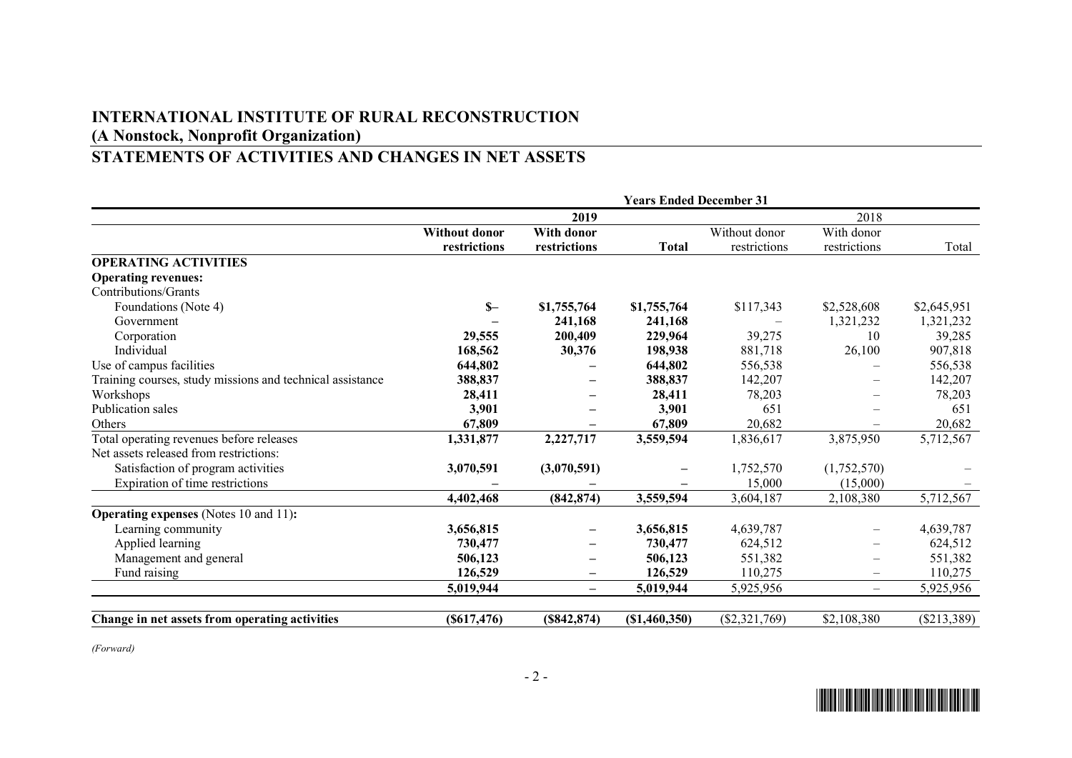## INTERNATIONAL INSTITUTE OF RURAL RECONSTRUCTION
## (A Nonstock, Nonprofit Organization)
## STATEMENTS OF ACTIVITIES AND CHANGES IN NET ASSETS

| | Years Ended December 31 | | | | | |
|---|---|---|---|---|---|---|
| | | 2019 | | | 2018 | |
| | **Without donor restrictions** | **With donor restrictions** | **Total** | Without donor restrictions | With donor restrictions | Total |
| **OPERATING ACTIVITIES** | | | | | | |
| **Operating revenues:** | | | | | | |
| Contributions/Grants | | | | | | |
| Foundations (Note 4) | **$–** | **$1,755,764** | **$1,755,764** | $117,343 | $2,528,608 | $2,645,951 |
| Government | **–** | **241,168** | **241,168** | – | 1,321,232 | 1,321,232 |
| Corporation | **29,555** | **200,409** | **229,964** | 39,275 | 10 | 39,285 |
| Individual | **168,562** | **30,376** | **198,938** | 881,718 | 26,100 | 907,818 |
| Use of campus facilities | **644,802** | **–** | **644,802** | 556,538 | – | 556,538 |
| Training courses, study missions and technical assistance | **388,837** | **–** | **388,837** | 142,207 | – | 142,207 |
| Workshops | **28,411** | **–** | **28,411** | 78,203 | – | 78,203 |
| Publication sales | **3,901** | **–** | **3,901** | 651 | – | 651 |
| Others | **67,809** | **–** | **67,809** | 20,682 | – | 20,682 |
| Total operating revenues before releases | **1,331,877** | **2,227,717** | **3,559,594** | 1,836,617 | 3,875,950 | 5,712,567 |
| Net assets released from restrictions: | | | | | | |
| Satisfaction of program activities | **3,070,591** | **(3,070,591)** | **–** | 1,752,570 | (1,752,570) | – |
| Expiration of time restrictions | **–** | **–** | **–** | 15,000 | (15,000) | – |
| | **4,402,468** | **(842,874)** | **3,559,594** | 3,604,187 | 2,108,380 | 5,712,567 |
| **Operating expenses** (Notes 10 and 11)**:** | | | | | | |
| Learning community | **3,656,815** | **–** | **3,656,815** | 4,639,787 | – | 4,639,787 |
| Applied learning | **730,477** | **–** | **730,477** | 624,512 | – | 624,512 |
| Management and general | **506,123** | **–** | **506,123** | 551,382 | – | 551,382 |
| Fund raising | **126,529** | **–** | **126,529** | 110,275 | – | 110,275 |
| | **5,019,944** | **–** | **5,019,944** | 5,925,956 | – | 5,925,956 |
| **Change in net assets from operating activities** | **($617,476)** | **($842,874)** | **($1,460,350)** | ($2,321,769) | $2,108,380 | ($213,389) |

*(Forward)*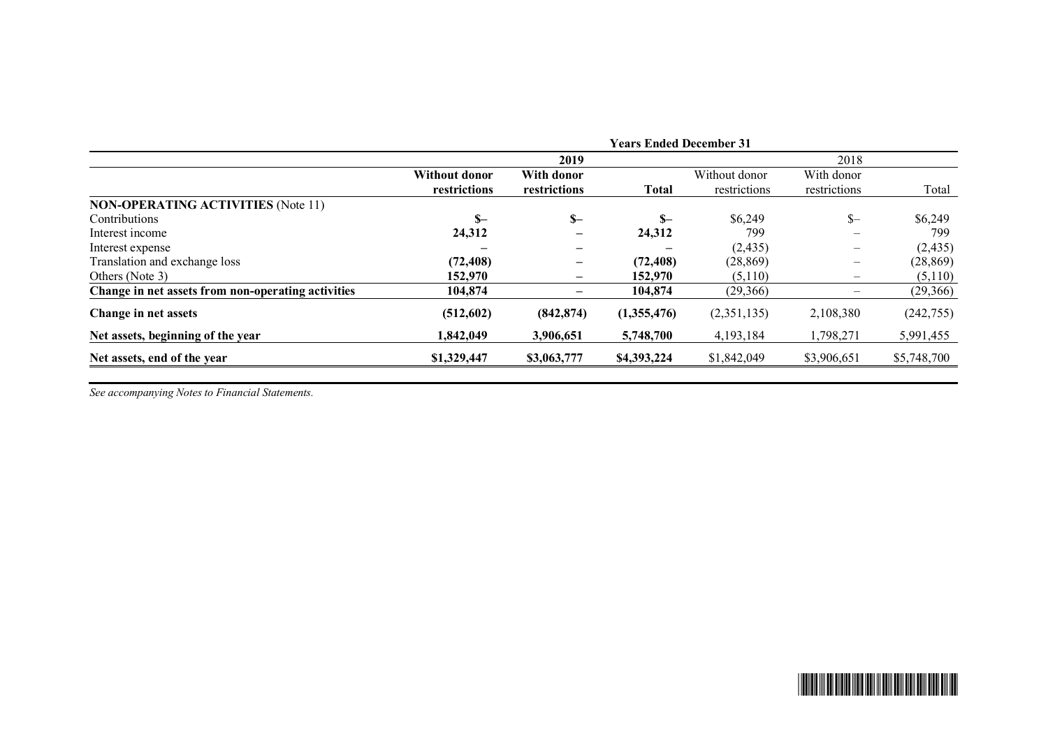| | Years Ended December 31 | | | | | |
|---|---|---|---|---|---|---|
| | 2019 | | | 2018 | | |
| | **Without donor restrictions** | **With donor restrictions** | **Total** | Without donor restrictions | With donor restrictions | Total |
| **NON-OPERATING ACTIVITIES** (Note 11) | | | | | | |
| Contributions | **$–** | **$–** | **$–** | $6,249 | $– | $6,249 |
| Interest income | **24,312** | **–** | **24,312** | 799 | – | 799 |
| Interest expense | **–** | **–** | **–** | (2,435) | – | (2,435) |
| Translation and exchange loss | **(72,408)** | **–** | **(72,408)** | (28,869) | – | (28,869) |
| Others (Note 3) | **152,970** | **–** | **152,970** | (5,110) | – | (5,110) |
| **Change in net assets from non-operating activities** | **104,874** | **–** | **104,874** | (29,366) | – | (29,366) |
| **Change in net assets** | **(512,602)** | **(842,874)** | **(1,355,476)** | (2,351,135) | 2,108,380 | (242,755) |
| **Net assets, beginning of the year** | **1,842,049** | **3,906,651** | **5,748,700** | 4,193,184 | 1,798,271 | 5,991,455 |
| **Net assets, end of the year** | **$1,329,447** | **$3,063,777** | **$4,393,224** | $1,842,049 | $3,906,651 | $5,748,700 |

*See accompanying Notes to Financial Statements.*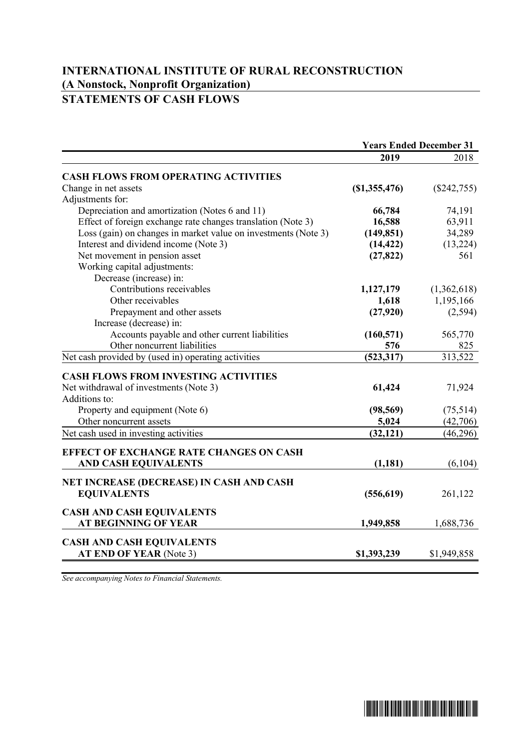# INTERNATIONAL INSTITUTE OF RURAL RECONSTRUCTION
## (A Nonstock, Nonprofit Organization)
## STATEMENTS OF CASH FLOWS

| | Years Ended December 31 | |
|---|---|---|
| | **2019** | 2018 |
| **CASH FLOWS FROM OPERATING ACTIVITIES** | | |
| Change in net assets | **($1,355,476)** | ($242,755) |
| Adjustments for: | | |
| Depreciation and amortization (Notes 6 and 11) | **66,784** | 74,191 |
| Effect of foreign exchange rate changes translation (Note 3) | **16,588** | 63,911 |
| Loss (gain) on changes in market value on investments (Note 3) | **(149,851)** | 34,289 |
| Interest and dividend income (Note 3) | **(14,422)** | (13,224) |
| Net movement in pension asset | **(27,822)** | 561 |
| Working capital adjustments: | | |
| Decrease (increase) in: | | |
| Contributions receivables | **1,127,179** | (1,362,618) |
| Other receivables | **1,618** | 1,195,166 |
| Prepayment and other assets | **(27,920)** | (2,594) |
| Increase (decrease) in: | | |
| Accounts payable and other current liabilities | **(160,571)** | 565,770 |
| Other noncurrent liabilities | **576** | 825 |
| Net cash provided by (used in) operating activities | **(523,317)** | 313,522 |
| **CASH FLOWS FROM INVESTING ACTIVITIES** | | |
| Net withdrawal of investments (Note 3) | **61,424** | 71,924 |
| Additions to: | | |
| Property and equipment (Note 6) | **(98,569)** | (75,514) |
| Other noncurrent assets | **5,024** | (42,706) |
| Net cash used in investing activities | **(32,121)** | (46,296) |
| **EFFECT OF EXCHANGE RATE CHANGES ON CASH AND CASH EQUIVALENTS** | **(1,181)** | (6,104) |
| **NET INCREASE (DECREASE) IN CASH AND CASH EQUIVALENTS** | **(556,619)** | 261,122 |
| **CASH AND CASH EQUIVALENTS AT BEGINNING OF YEAR** | **1,949,858** | 1,688,736 |
| **CASH AND CASH EQUIVALENTS AT END OF YEAR** (Note 3) | **$1,393,239** | $1,949,858 |

*See accompanying Notes to Financial Statements.*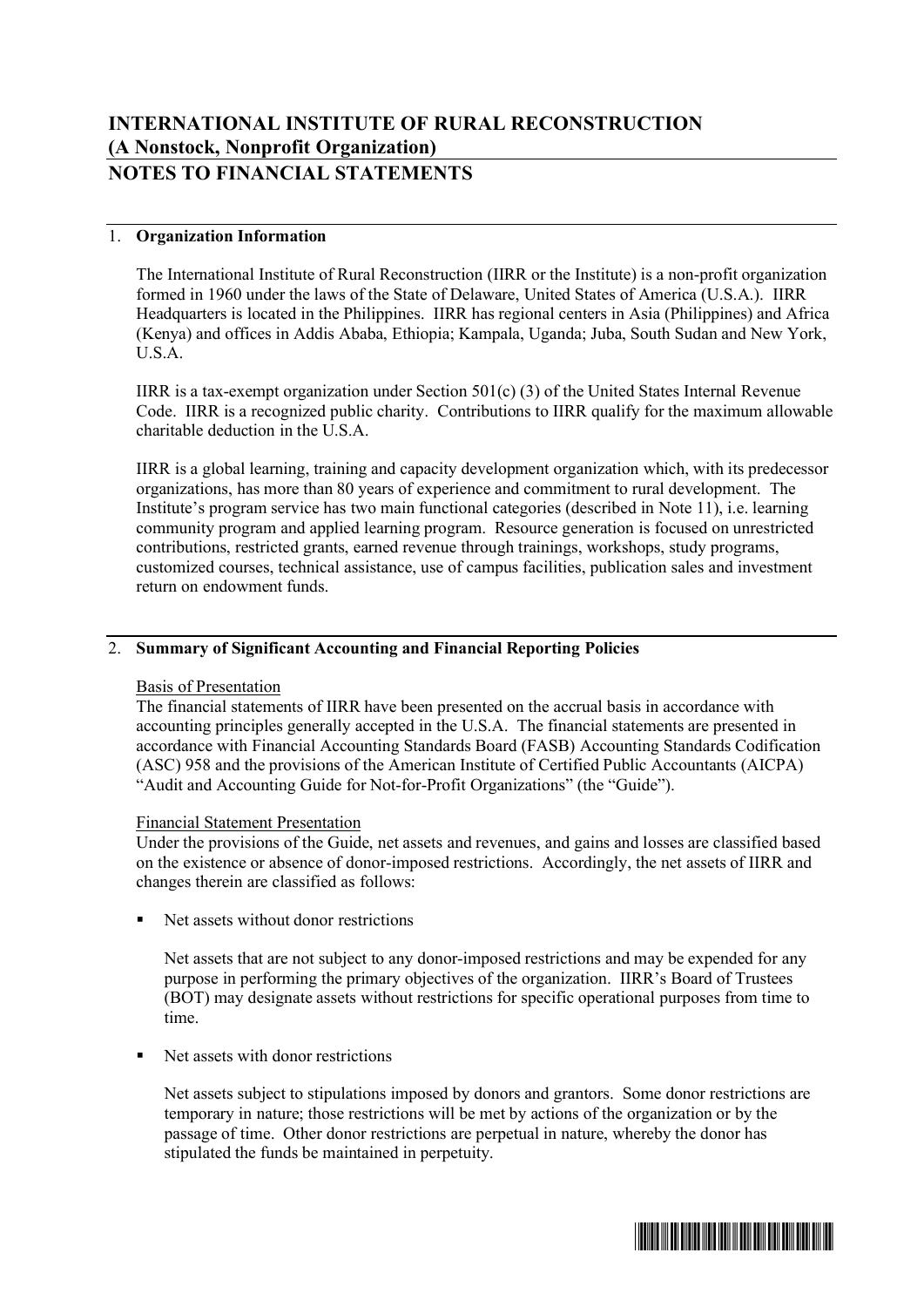# INTERNATIONAL INSTITUTE OF RURAL RECONSTRUCTION
## (A Nonstock, Nonprofit Organization)
## NOTES TO FINANCIAL STATEMENTS

### 1. Organization Information

The International Institute of Rural Reconstruction (IIRR or the Institute) is a non-profit organization formed in 1960 under the laws of the State of Delaware, United States of America (U.S.A.). IIRR Headquarters is located in the Philippines. IIRR has regional centers in Asia (Philippines) and Africa (Kenya) and offices in Addis Ababa, Ethiopia; Kampala, Uganda; Juba, South Sudan and New York, U.S.A.

IIRR is a tax-exempt organization under Section 501(c) (3) of the United States Internal Revenue Code. IIRR is a recognized public charity. Contributions to IIRR qualify for the maximum allowable charitable deduction in the U.S.A.

IIRR is a global learning, training and capacity development organization which, with its predecessor organizations, has more than 80 years of experience and commitment to rural development. The Institute's program service has two main functional categories (described in Note 11), i.e. learning community program and applied learning program. Resource generation is focused on unrestricted contributions, restricted grants, earned revenue through trainings, workshops, study programs, customized courses, technical assistance, use of campus facilities, publication sales and investment return on endowment funds.

### 2. Summary of Significant Accounting and Financial Reporting Policies

Basis of Presentation

The financial statements of IIRR have been presented on the accrual basis in accordance with accounting principles generally accepted in the U.S.A. The financial statements are presented in accordance with Financial Accounting Standards Board (FASB) Accounting Standards Codification (ASC) 958 and the provisions of the American Institute of Certified Public Accountants (AICPA) "Audit and Accounting Guide for Not-for-Profit Organizations" (the "Guide").

Financial Statement Presentation

Under the provisions of the Guide, net assets and revenues, and gains and losses are classified based on the existence or absence of donor-imposed restrictions. Accordingly, the net assets of IIRR and changes therein are classified as follows:

- Net assets without donor restrictions

  Net assets that are not subject to any donor-imposed restrictions and may be expended for any purpose in performing the primary objectives of the organization. IIRR's Board of Trustees (BOT) may designate assets without restrictions for specific operational purposes from time to time.

- Net assets with donor restrictions

  Net assets subject to stipulations imposed by donors and grantors. Some donor restrictions are temporary in nature; those restrictions will be met by actions of the organization or by the passage of time. Other donor restrictions are perpetual in nature, whereby the donor has stipulated the funds be maintained in perpetuity.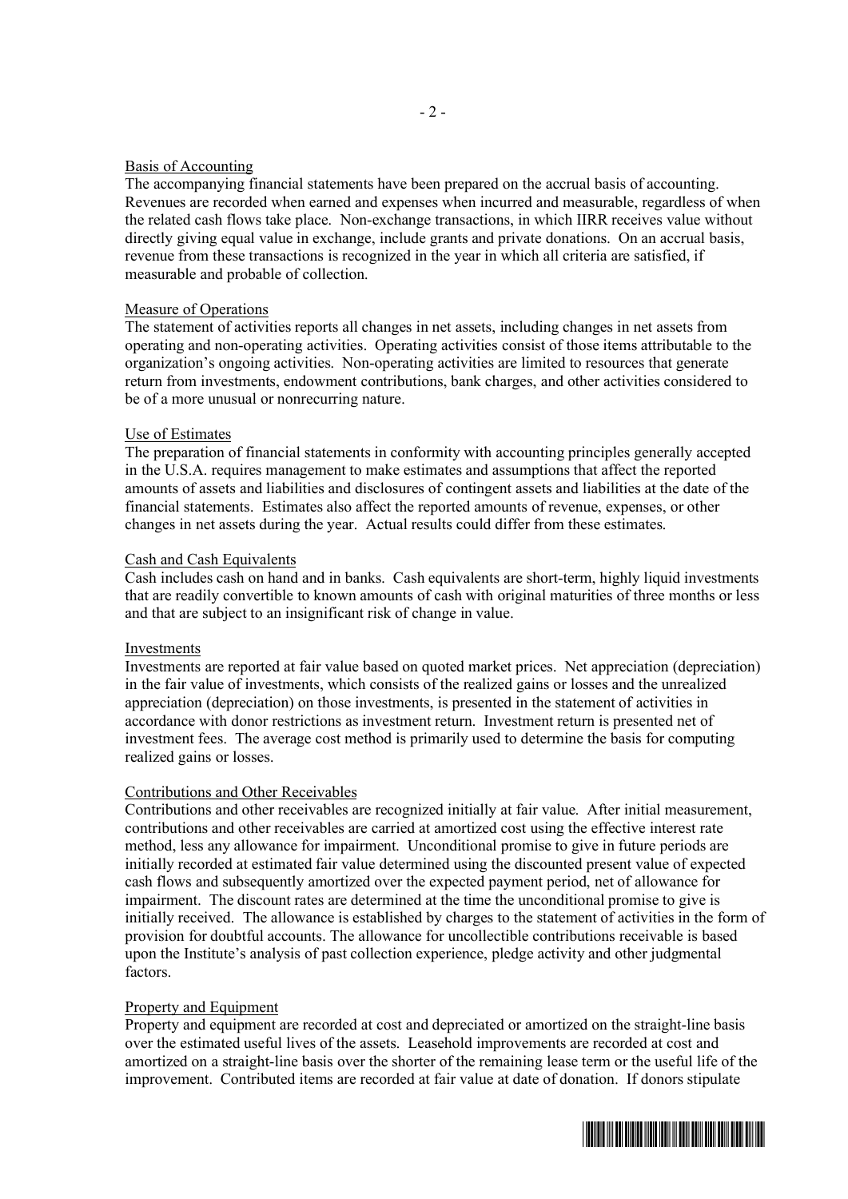### Basis of Accounting

The accompanying financial statements have been prepared on the accrual basis of accounting. Revenues are recorded when earned and expenses when incurred and measurable, regardless of when the related cash flows take place. Non-exchange transactions, in which IIRR receives value without directly giving equal value in exchange, include grants and private donations. On an accrual basis, revenue from these transactions is recognized in the year in which all criteria are satisfied, if measurable and probable of collection.

### Measure of Operations

The statement of activities reports all changes in net assets, including changes in net assets from operating and non-operating activities. Operating activities consist of those items attributable to the organization's ongoing activities. Non-operating activities are limited to resources that generate return from investments, endowment contributions, bank charges, and other activities considered to be of a more unusual or nonrecurring nature.

### Use of Estimates

The preparation of financial statements in conformity with accounting principles generally accepted in the U.S.A. requires management to make estimates and assumptions that affect the reported amounts of assets and liabilities and disclosures of contingent assets and liabilities at the date of the financial statements. Estimates also affect the reported amounts of revenue, expenses, or other changes in net assets during the year. Actual results could differ from these estimates.

### Cash and Cash Equivalents

Cash includes cash on hand and in banks. Cash equivalents are short-term, highly liquid investments that are readily convertible to known amounts of cash with original maturities of three months or less and that are subject to an insignificant risk of change in value.

### Investments

Investments are reported at fair value based on quoted market prices. Net appreciation (depreciation) in the fair value of investments, which consists of the realized gains or losses and the unrealized appreciation (depreciation) on those investments, is presented in the statement of activities in accordance with donor restrictions as investment return. Investment return is presented net of investment fees. The average cost method is primarily used to determine the basis for computing realized gains or losses.

### Contributions and Other Receivables

Contributions and other receivables are recognized initially at fair value. After initial measurement, contributions and other receivables are carried at amortized cost using the effective interest rate method, less any allowance for impairment. Unconditional promise to give in future periods are initially recorded at estimated fair value determined using the discounted present value of expected cash flows and subsequently amortized over the expected payment period, net of allowance for impairment. The discount rates are determined at the time the unconditional promise to give is initially received. The allowance is established by charges to the statement of activities in the form of provision for doubtful accounts. The allowance for uncollectible contributions receivable is based upon the Institute's analysis of past collection experience, pledge activity and other judgmental factors.

### Property and Equipment

Property and equipment are recorded at cost and depreciated or amortized on the straight-line basis over the estimated useful lives of the assets. Leasehold improvements are recorded at cost and amortized on a straight-line basis over the shorter of the remaining lease term or the useful life of the improvement. Contributed items are recorded at fair value at date of donation. If donors stipulate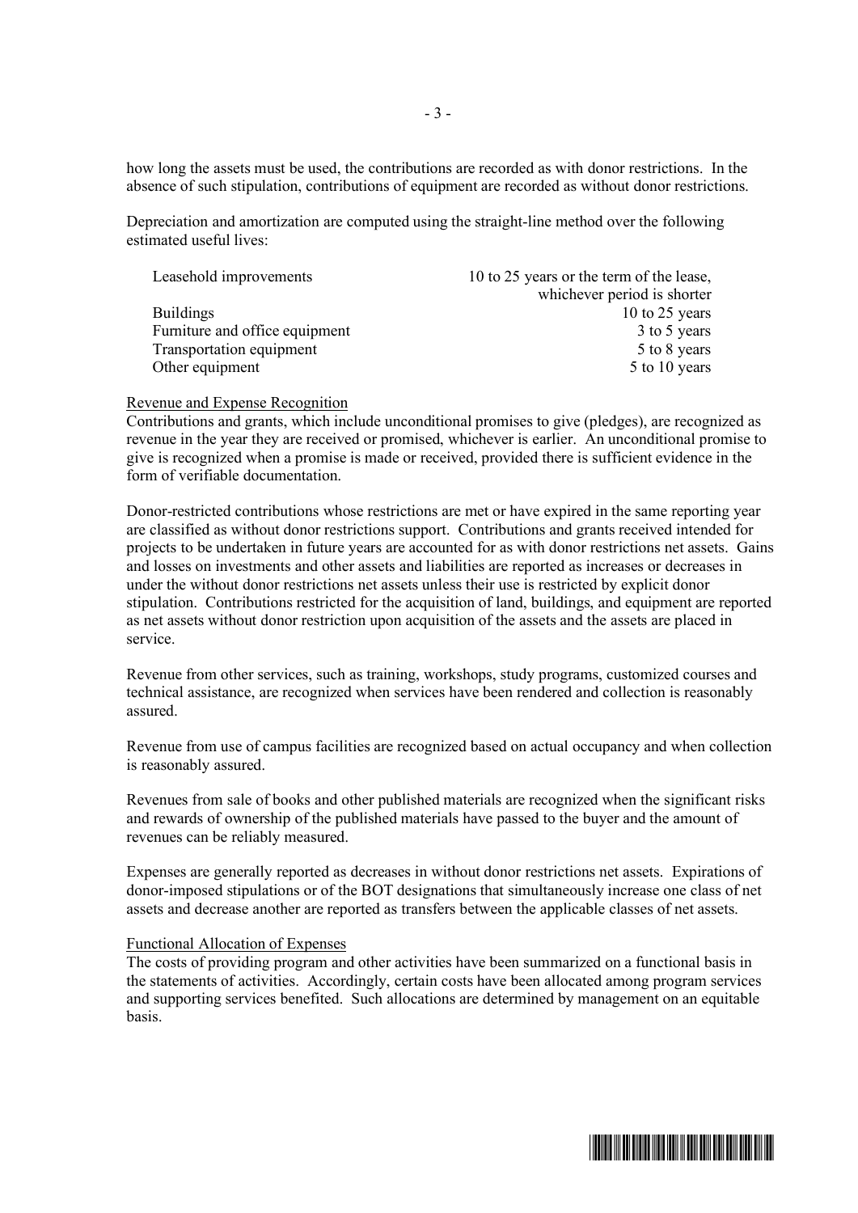how long the assets must be used, the contributions are recorded as with donor restrictions. In the absence of such stipulation, contributions of equipment are recorded as without donor restrictions.

Depreciation and amortization are computed using the straight-line method over the following estimated useful lives:

| | |
|---|---|
| Leasehold improvements | 10 to 25 years or the term of the lease, whichever period is shorter |
| Buildings | 10 to 25 years |
| Furniture and office equipment | 3 to 5 years |
| Transportation equipment | 5 to 8 years |
| Other equipment | 5 to 10 years |

Revenue and Expense Recognition

Contributions and grants, which include unconditional promises to give (pledges), are recognized as revenue in the year they are received or promised, whichever is earlier. An unconditional promise to give is recognized when a promise is made or received, provided there is sufficient evidence in the form of verifiable documentation.

Donor-restricted contributions whose restrictions are met or have expired in the same reporting year are classified as without donor restrictions support. Contributions and grants received intended for projects to be undertaken in future years are accounted for as with donor restrictions net assets. Gains and losses on investments and other assets and liabilities are reported as increases or decreases in under the without donor restrictions net assets unless their use is restricted by explicit donor stipulation. Contributions restricted for the acquisition of land, buildings, and equipment are reported as net assets without donor restriction upon acquisition of the assets and the assets are placed in service.

Revenue from other services, such as training, workshops, study programs, customized courses and technical assistance, are recognized when services have been rendered and collection is reasonably assured.

Revenue from use of campus facilities are recognized based on actual occupancy and when collection is reasonably assured.

Revenues from sale of books and other published materials are recognized when the significant risks and rewards of ownership of the published materials have passed to the buyer and the amount of revenues can be reliably measured.

Expenses are generally reported as decreases in without donor restrictions net assets. Expirations of donor-imposed stipulations or of the BOT designations that simultaneously increase one class of net assets and decrease another are reported as transfers between the applicable classes of net assets.

Functional Allocation of Expenses

The costs of providing program and other activities have been summarized on a functional basis in the statements of activities. Accordingly, certain costs have been allocated among program services and supporting services benefited. Such allocations are determined by management on an equitable basis.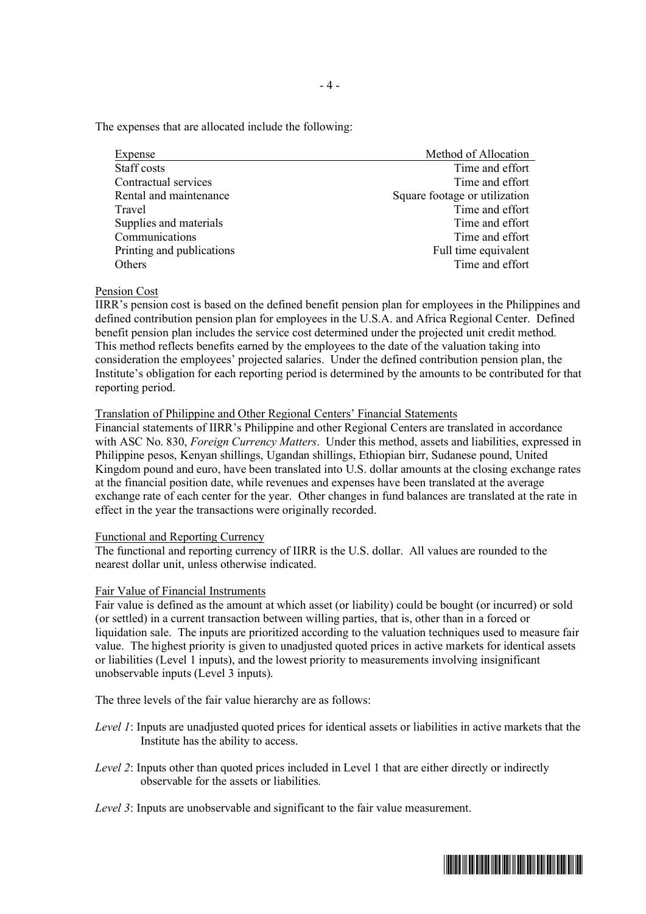The expenses that are allocated include the following:

| Expense | Method of Allocation |
|---|---|
| Staff costs | Time and effort |
| Contractual services | Time and effort |
| Rental and maintenance | Square footage or utilization |
| Travel | Time and effort |
| Supplies and materials | Time and effort |
| Communications | Time and effort |
| Printing and publications | Full time equivalent |
| Others | Time and effort |

Pension Cost

IIRR's pension cost is based on the defined benefit pension plan for employees in the Philippines and defined contribution pension plan for employees in the U.S.A. and Africa Regional Center. Defined benefit pension plan includes the service cost determined under the projected unit credit method. This method reflects benefits earned by the employees to the date of the valuation taking into consideration the employees' projected salaries. Under the defined contribution pension plan, the Institute's obligation for each reporting period is determined by the amounts to be contributed for that reporting period.

Translation of Philippine and Other Regional Centers' Financial Statements

Financial statements of IIRR's Philippine and other Regional Centers are translated in accordance with ASC No. 830, *Foreign Currency Matters*. Under this method, assets and liabilities, expressed in Philippine pesos, Kenyan shillings, Ugandan shillings, Ethiopian birr, Sudanese pound, United Kingdom pound and euro, have been translated into U.S. dollar amounts at the closing exchange rates at the financial position date, while revenues and expenses have been translated at the average exchange rate of each center for the year. Other changes in fund balances are translated at the rate in effect in the year the transactions were originally recorded.

Functional and Reporting Currency

The functional and reporting currency of IIRR is the U.S. dollar. All values are rounded to the nearest dollar unit, unless otherwise indicated.

Fair Value of Financial Instruments

Fair value is defined as the amount at which asset (or liability) could be bought (or incurred) or sold (or settled) in a current transaction between willing parties, that is, other than in a forced or liquidation sale. The inputs are prioritized according to the valuation techniques used to measure fair value. The highest priority is given to unadjusted quoted prices in active markets for identical assets or liabilities (Level 1 inputs), and the lowest priority to measurements involving insignificant unobservable inputs (Level 3 inputs).

The three levels of the fair value hierarchy are as follows:

*Level 1*: Inputs are unadjusted quoted prices for identical assets or liabilities in active markets that the Institute has the ability to access.

*Level 2*: Inputs other than quoted prices included in Level 1 that are either directly or indirectly observable for the assets or liabilities.

*Level 3*: Inputs are unobservable and significant to the fair value measurement.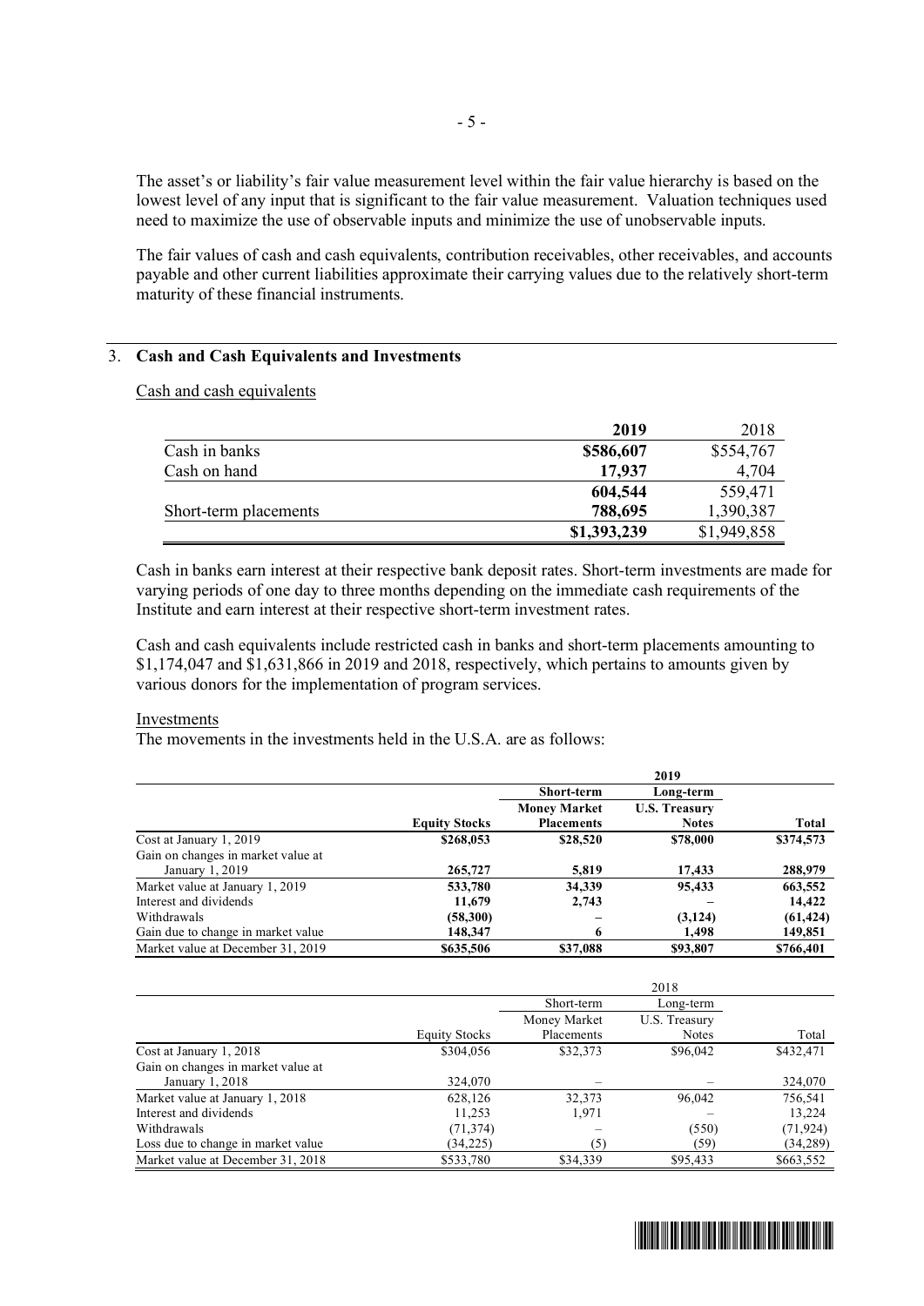The asset's or liability's fair value measurement level within the fair value hierarchy is based on the lowest level of any input that is significant to the fair value measurement. Valuation techniques used need to maximize the use of observable inputs and minimize the use of unobservable inputs.

The fair values of cash and cash equivalents, contribution receivables, other receivables, and accounts payable and other current liabilities approximate their carrying values due to the relatively short-term maturity of these financial instruments.

## 3. Cash and Cash Equivalents and Investments

Cash and cash equivalents

| | 2019 | 2018 |
|---|---|---|
| Cash in banks | **$586,607** | $554,767 |
| Cash on hand | **17,937** | 4,704 |
| | **604,544** | 559,471 |
| Short-term placements | **788,695** | 1,390,387 |
| | **$1,393,239** | $1,949,858 |

Cash in banks earn interest at their respective bank deposit rates. Short-term investments are made for varying periods of one day to three months depending on the immediate cash requirements of the Institute and earn interest at their respective short-term investment rates.

Cash and cash equivalents include restricted cash in banks and short-term placements amounting to $1,174,047 and $1,631,866 in 2019 and 2018, respectively, which pertains to amounts given by various donors for the implementation of program services.

Investments

The movements in the investments held in the U.S.A. are as follows:

| | | 2019 | | |
|---|---|---|---|---|
| | | Short-term | Long-term | |
| | **Equity Stocks** | **Money Market Placements** | **U.S. Treasury Notes** | **Total** |
| Cost at January 1, 2019 | **$268,053** | **$28,520** | **$78,000** | **$374,573** |
| Gain on changes in market value at January 1, 2019 | **265,727** | **5,819** | **17,433** | **288,979** |
| Market value at January 1, 2019 | **533,780** | **34,339** | **95,433** | **663,552** |
| Interest and dividends | **11,679** | **2,743** | **–** | **14,422** |
| Withdrawals | **(58,300)** | **–** | **(3,124)** | **(61,424)** |
| Gain due to change in market value | **148,347** | **6** | **1,498** | **149,851** |
| Market value at December 31, 2019 | **$635,506** | **$37,088** | **$93,807** | **$766,401** |

| | | 2018 | | |
|---|---|---|---|---|
| | | Short-term | Long-term | |
| | Equity Stocks | Money Market Placements | U.S. Treasury Notes | Total |
| Cost at January 1, 2018 | $304,056 | $32,373 | $96,042 | $432,471 |
| Gain on changes in market value at January 1, 2018 | 324,070 | – | – | 324,070 |
| Market value at January 1, 2018 | 628,126 | 32,373 | 96,042 | 756,541 |
| Interest and dividends | 11,253 | 1,971 | – | 13,224 |
| Withdrawals | (71,374) | – | (550) | (71,924) |
| Loss due to change in market value | (34,225) | (5) | (59) | (34,289) |
| Market value at December 31, 2018 | $533,780 | $34,339 | $95,433 | $663,552 |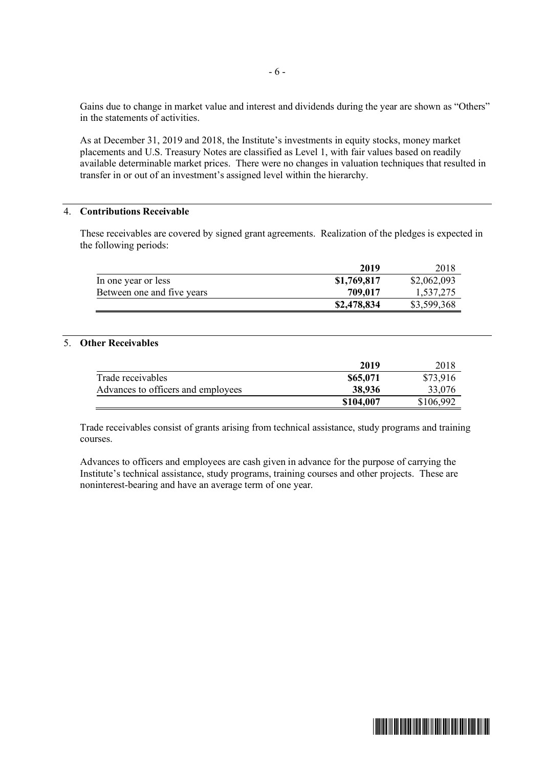Gains due to change in market value and interest and dividends during the year are shown as "Others" in the statements of activities.

As at December 31, 2019 and 2018, the Institute's investments in equity stocks, money market placements and U.S. Treasury Notes are classified as Level 1, with fair values based on readily available determinable market prices. There were no changes in valuation techniques that resulted in transfer in or out of an investment's assigned level within the hierarchy.

## 4. Contributions Receivable

These receivables are covered by signed grant agreements. Realization of the pledges is expected in the following periods:

| | **2019** | 2018 |
|---|---|---|
| In one year or less | **$1,769,817** | $2,062,093 |
| Between one and five years | **709,017** | 1,537,275 |
| | **$2,478,834** | $3,599,368 |

## 5. Other Receivables

| | **2019** | 2018 |
|---|---|---|
| Trade receivables | **$65,071** | $73,916 |
| Advances to officers and employees | **38,936** | 33,076 |
| | **$104,007** | $106,992 |

Trade receivables consist of grants arising from technical assistance, study programs and training courses.

Advances to officers and employees are cash given in advance for the purpose of carrying the Institute's technical assistance, study programs, training courses and other projects. These are noninterest-bearing and have an average term of one year.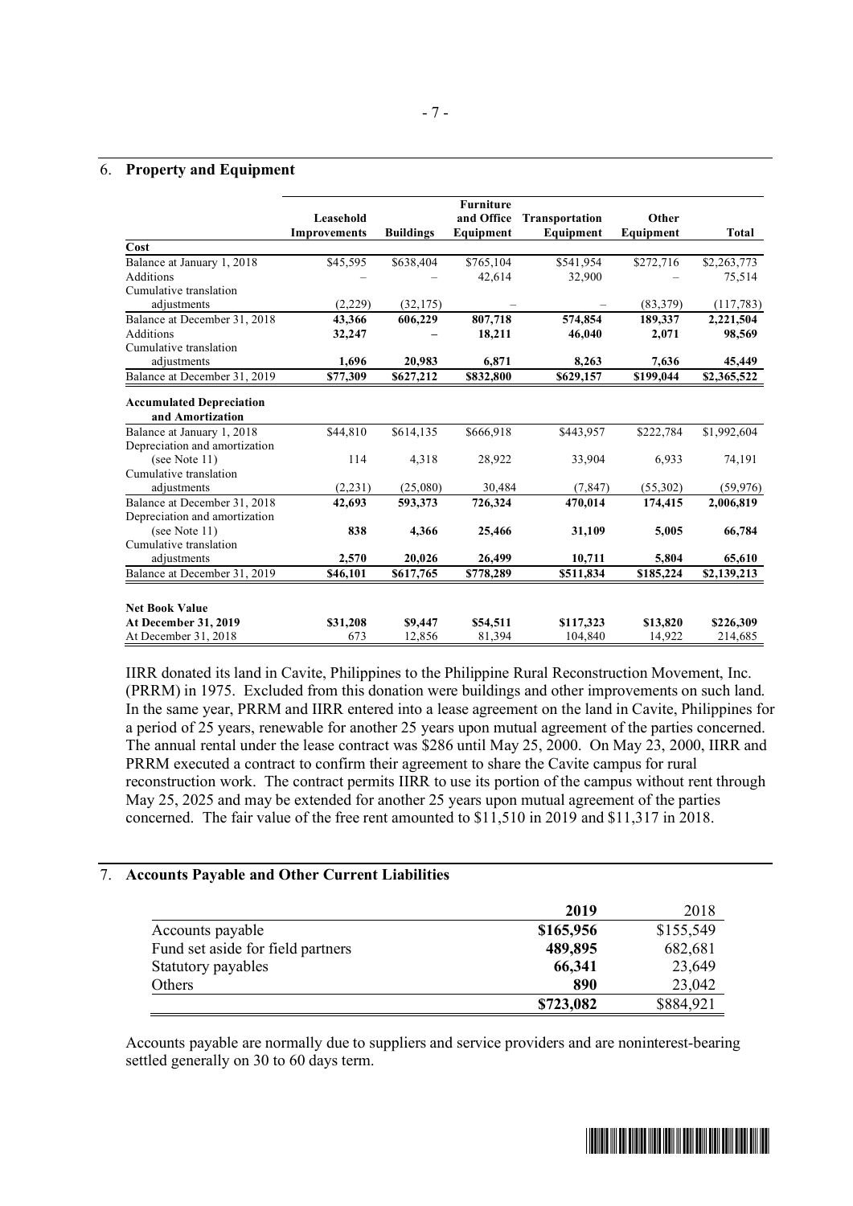## 6. **Property and Equipment**

| | Leasehold Improvements | Buildings | Furniture and Office Equipment | Transportation Equipment | Other Equipment | Total |
|---|---|---|---|---|---|---|
| **Cost** | | | | | | |
| Balance at January 1, 2018 | $45,595 | $638,404 | $765,104 | $541,954 | $272,716 | $2,263,773 |
| Additions | – | – | 42,614 | 32,900 | – | 75,514 |
| Cumulative translation adjustments | (2,229) | (32,175) | – | – | (83,379) | (117,783) |
| Balance at December 31, 2018 | **43,366** | **606,229** | **807,718** | **574,854** | **189,337** | **2,221,504** |
| Additions | **32,247** | **–** | **18,211** | **46,040** | **2,071** | **98,569** |
| Cumulative translation adjustments | **1,696** | **20,983** | **6,871** | **8,263** | **7,636** | **45,449** |
| Balance at December 31, 2019 | **$77,309** | **$627,212** | **$832,800** | **$629,157** | **$199,044** | **$2,365,522** |
| **Accumulated Depreciation and Amortization** | | | | | | |
| Balance at January 1, 2018 | $44,810 | $614,135 | $666,918 | $443,957 | $222,784 | $1,992,604 |
| Depreciation and amortization (see Note 11) | 114 | 4,318 | 28,922 | 33,904 | 6,933 | 74,191 |
| Cumulative translation adjustments | (2,231) | (25,080) | 30,484 | (7,847) | (55,302) | (59,976) |
| Balance at December 31, 2018 | **42,693** | **593,373** | **726,324** | **470,014** | **174,415** | **2,006,819** |
| Depreciation and amortization (see Note 11) | **838** | **4,366** | **25,466** | **31,109** | **5,005** | **66,784** |
| Cumulative translation adjustments | **2,570** | **20,026** | **26,499** | **10,711** | **5,804** | **65,610** |
| Balance at December 31, 2019 | **$46,101** | **$617,765** | **$778,289** | **$511,834** | **$185,224** | **$2,139,213** |
| **Net Book Value** | | | | | | |
| **At December 31, 2019** | **$31,208** | **$9,447** | **$54,511** | **$117,323** | **$13,820** | **$226,309** |
| At December 31, 2018 | 673 | 12,856 | 81,394 | 104,840 | 14,922 | 214,685 |

IIRR donated its land in Cavite, Philippines to the Philippine Rural Reconstruction Movement, Inc. (PRRM) in 1975. Excluded from this donation were buildings and other improvements on such land. In the same year, PRRM and IIRR entered into a lease agreement on the land in Cavite, Philippines for a period of 25 years, renewable for another 25 years upon mutual agreement of the parties concerned. The annual rental under the lease contract was $286 until May 25, 2000. On May 23, 2000, IIRR and PRRM executed a contract to confirm their agreement to share the Cavite campus for rural reconstruction work. The contract permits IIRR to use its portion of the campus without rent through May 25, 2025 and may be extended for another 25 years upon mutual agreement of the parties concerned. The fair value of the free rent amounted to $11,510 in 2019 and $11,317 in 2018.

## 7. **Accounts Payable and Other Current Liabilities**

| | 2019 | 2018 |
|---|---|---|
| Accounts payable | **$165,956** | $155,549 |
| Fund set aside for field partners | **489,895** | 682,681 |
| Statutory payables | **66,341** | 23,649 |
| Others | **890** | 23,042 |
| | **$723,082** | $884,921 |

Accounts payable are normally due to suppliers and service providers and are noninterest-bearing settled generally on 30 to 60 days term.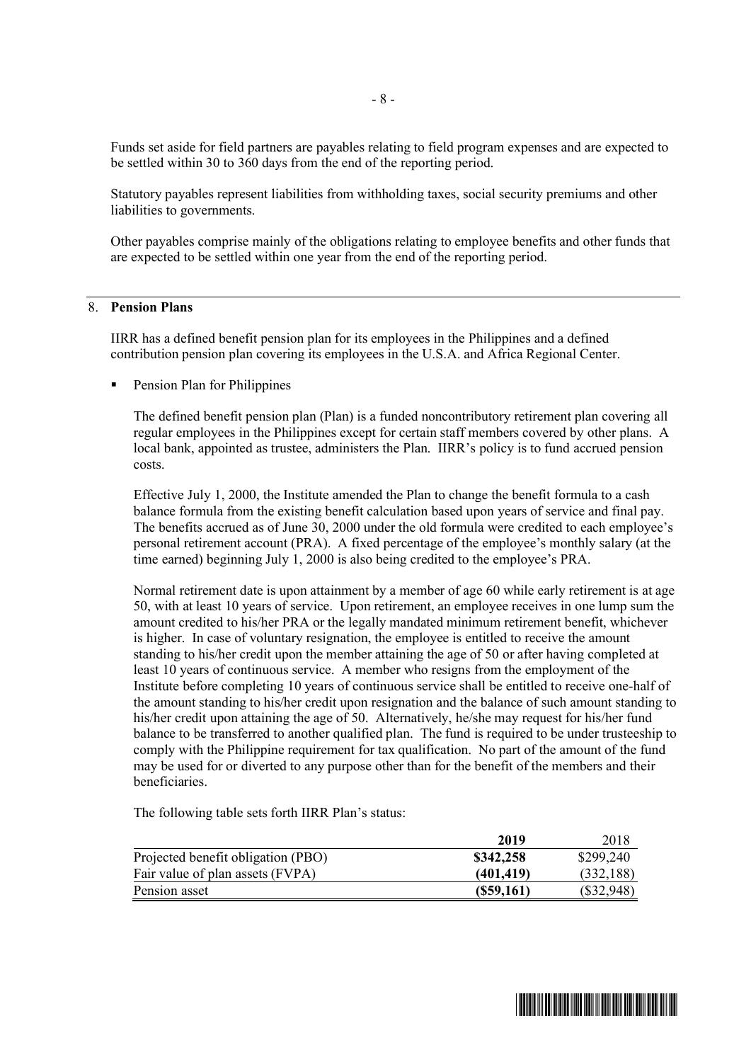Funds set aside for field partners are payables relating to field program expenses and are expected to be settled within 30 to 360 days from the end of the reporting period.

Statutory payables represent liabilities from withholding taxes, social security premiums and other liabilities to governments.

Other payables comprise mainly of the obligations relating to employee benefits and other funds that are expected to be settled within one year from the end of the reporting period.

## 8. Pension Plans

IIRR has a defined benefit pension plan for its employees in the Philippines and a defined contribution pension plan covering its employees in the U.S.A. and Africa Regional Center.

- Pension Plan for Philippines

The defined benefit pension plan (Plan) is a funded noncontributory retirement plan covering all regular employees in the Philippines except for certain staff members covered by other plans. A local bank, appointed as trustee, administers the Plan. IIRR's policy is to fund accrued pension costs.

Effective July 1, 2000, the Institute amended the Plan to change the benefit formula to a cash balance formula from the existing benefit calculation based upon years of service and final pay. The benefits accrued as of June 30, 2000 under the old formula were credited to each employee's personal retirement account (PRA). A fixed percentage of the employee's monthly salary (at the time earned) beginning July 1, 2000 is also being credited to the employee's PRA.

Normal retirement date is upon attainment by a member of age 60 while early retirement is at age 50, with at least 10 years of service. Upon retirement, an employee receives in one lump sum the amount credited to his/her PRA or the legally mandated minimum retirement benefit, whichever is higher. In case of voluntary resignation, the employee is entitled to receive the amount standing to his/her credit upon the member attaining the age of 50 or after having completed at least 10 years of continuous service. A member who resigns from the employment of the Institute before completing 10 years of continuous service shall be entitled to receive one-half of the amount standing to his/her credit upon resignation and the balance of such amount standing to his/her credit upon attaining the age of 50. Alternatively, he/she may request for his/her fund balance to be transferred to another qualified plan. The fund is required to be under trusteeship to comply with the Philippine requirement for tax qualification. No part of the amount of the fund may be used for or diverted to any purpose other than for the benefit of the members and their beneficiaries.

The following table sets forth IIRR Plan's status:

| | **2019** | 2018 |
|---|---|---|
| Projected benefit obligation (PBO) | **$342,258** | $299,240 |
| Fair value of plan assets (FVPA) | **(401,419)** | (332,188) |
| Pension asset | **($59,161)** | ($32,948) |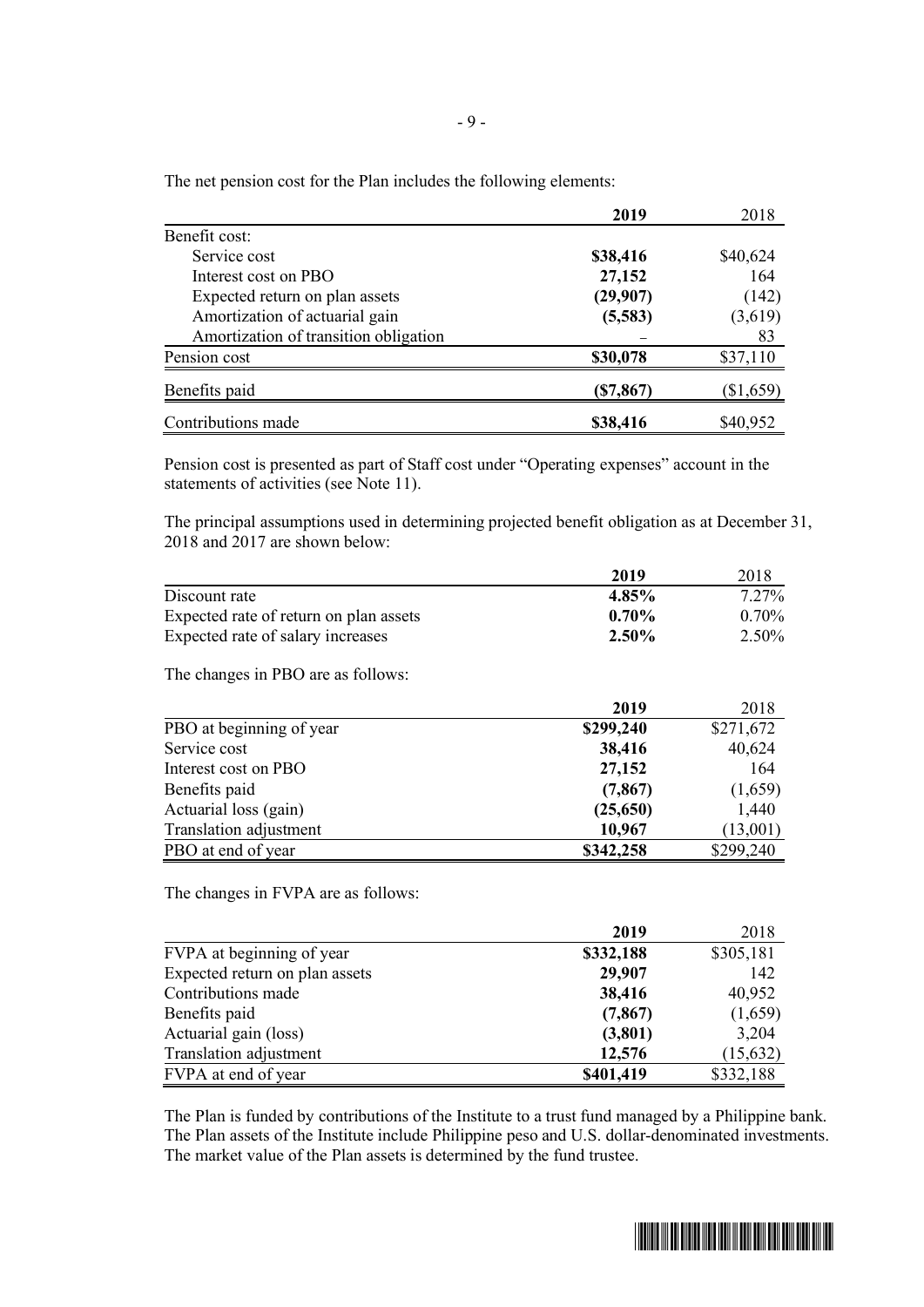The net pension cost for the Plan includes the following elements:

| | **2019** | 2018 |
|---|---|---|
| Benefit cost: | | |
| Service cost | **$38,416** | $40,624 |
| Interest cost on PBO | **27,152** | 164 |
| Expected return on plan assets | **(29,907)** | (142) |
| Amortization of actuarial gain | **(5,583)** | (3,619) |
| Amortization of transition obligation | **–** | 83 |
| Pension cost | **$30,078** | $37,110 |
| Benefits paid | **($7,867)** | ($1,659) |
| Contributions made | **$38,416** | $40,952 |

Pension cost is presented as part of Staff cost under "Operating expenses" account in the statements of activities (see Note 11).

The principal assumptions used in determining projected benefit obligation as at December 31, 2018 and 2017 are shown below:

| | **2019** | 2018 |
|---|---|---|
| Discount rate | **4.85%** | 7.27% |
| Expected rate of return on plan assets | **0.70%** | 0.70% |
| Expected rate of salary increases | **2.50%** | 2.50% |

The changes in PBO are as follows:

| | **2019** | 2018 |
|---|---|---|
| PBO at beginning of year | **$299,240** | $271,672 |
| Service cost | **38,416** | 40,624 |
| Interest cost on PBO | **27,152** | 164 |
| Benefits paid | **(7,867)** | (1,659) |
| Actuarial loss (gain) | **(25,650)** | 1,440 |
| Translation adjustment | **10,967** | (13,001) |
| PBO at end of year | **$342,258** | $299,240 |

The changes in FVPA are as follows:

| | **2019** | 2018 |
|---|---|---|
| FVPA at beginning of year | **$332,188** | $305,181 |
| Expected return on plan assets | **29,907** | 142 |
| Contributions made | **38,416** | 40,952 |
| Benefits paid | **(7,867)** | (1,659) |
| Actuarial gain (loss) | **(3,801)** | 3,204 |
| Translation adjustment | **12,576** | (15,632) |
| FVPA at end of year | **$401,419** | $332,188 |

The Plan is funded by contributions of the Institute to a trust fund managed by a Philippine bank. The Plan assets of the Institute include Philippine peso and U.S. dollar-denominated investments. The market value of the Plan assets is determined by the fund trustee.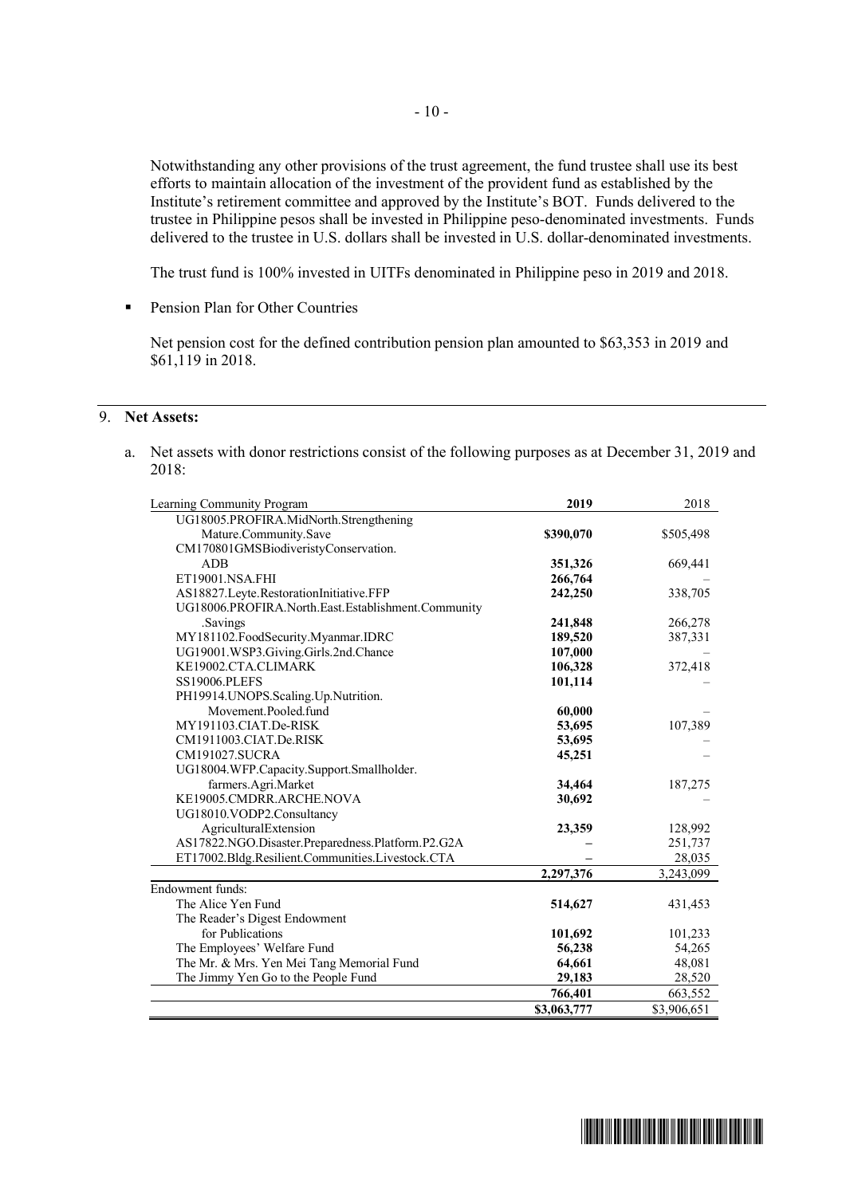Notwithstanding any other provisions of the trust agreement, the fund trustee shall use its best efforts to maintain allocation of the investment of the provident fund as established by the Institute's retirement committee and approved by the Institute's BOT. Funds delivered to the trustee in Philippine pesos shall be invested in Philippine peso-denominated investments. Funds delivered to the trustee in U.S. dollars shall be invested in U.S. dollar-denominated investments.

The trust fund is 100% invested in UITFs denominated in Philippine peso in 2019 and 2018.

- Pension Plan for Other Countries

  Net pension cost for the defined contribution pension plan amounted to \$63,353 in 2019 and \$61,119 in 2018.

## 9. Net Assets:

a. Net assets with donor restrictions consist of the following purposes as at December 31, 2019 and 2018:

| Learning Community Program | 2019 | 2018 |
|---|---|---|
| UG18005.PROFIRA.MidNorth.Strengthening Mature.Community.Save | **\$390,070** | \$505,498 |
| CM170801GMSBiodiveristyConservation. ADB | **351,326** | 669,441 |
| ET19001.NSA.FHI | **266,764** | – |
| AS18827.Leyte.RestorationInitiative.FFP | **242,250** | 338,705 |
| UG18006.PROFIRA.North.East.Establishment.Community .Savings | **241,848** | 266,278 |
| MY181102.FoodSecurity.Myanmar.IDRC | **189,520** | 387,331 |
| UG19001.WSP3.Giving.Girls.2nd.Chance | **107,000** | – |
| KE19002.CTA.CLIMARK | **106,328** | 372,418 |
| SS19006.PLEFS | **101,114** | – |
| PH19914.UNOPS.Scaling.Up.Nutrition. Movement.Pooled.fund | **60,000** | – |
| MY191103.CIAT.De-RISK | **53,695** | 107,389 |
| CM1911003.CIAT.De.RISK | **53,695** | – |
| CM191027.SUCRA | **45,251** | – |
| UG18004.WFP.Capacity.Support.Smallholder. farmers.Agri.Market | **34,464** | 187,275 |
| KE19005.CMDRR.ARCHE.NOVA | **30,692** | – |
| UG18010.VODP2.Consultancy AgriculturalExtension | **23,359** | 128,992 |
| AS17822.NGO.Disaster.Preparedness.Platform.P2.G2A | **–** | 251,737 |
| ET17002.Bldg.Resilient.Communities.Livestock.CTA | **–** | 28,035 |
| | **2,297,376** | 3,243,099 |
| Endowment funds: | | |
| The Alice Yen Fund | **514,627** | 431,453 |
| The Reader's Digest Endowment for Publications | **101,692** | 101,233 |
| The Employees' Welfare Fund | **56,238** | 54,265 |
| The Mr. & Mrs. Yen Mei Tang Memorial Fund | **64,661** | 48,081 |
| The Jimmy Yen Go to the People Fund | **29,183** | 28,520 |
| | **766,401** | 663,552 |
| | **\$3,063,777** | \$3,906,651 |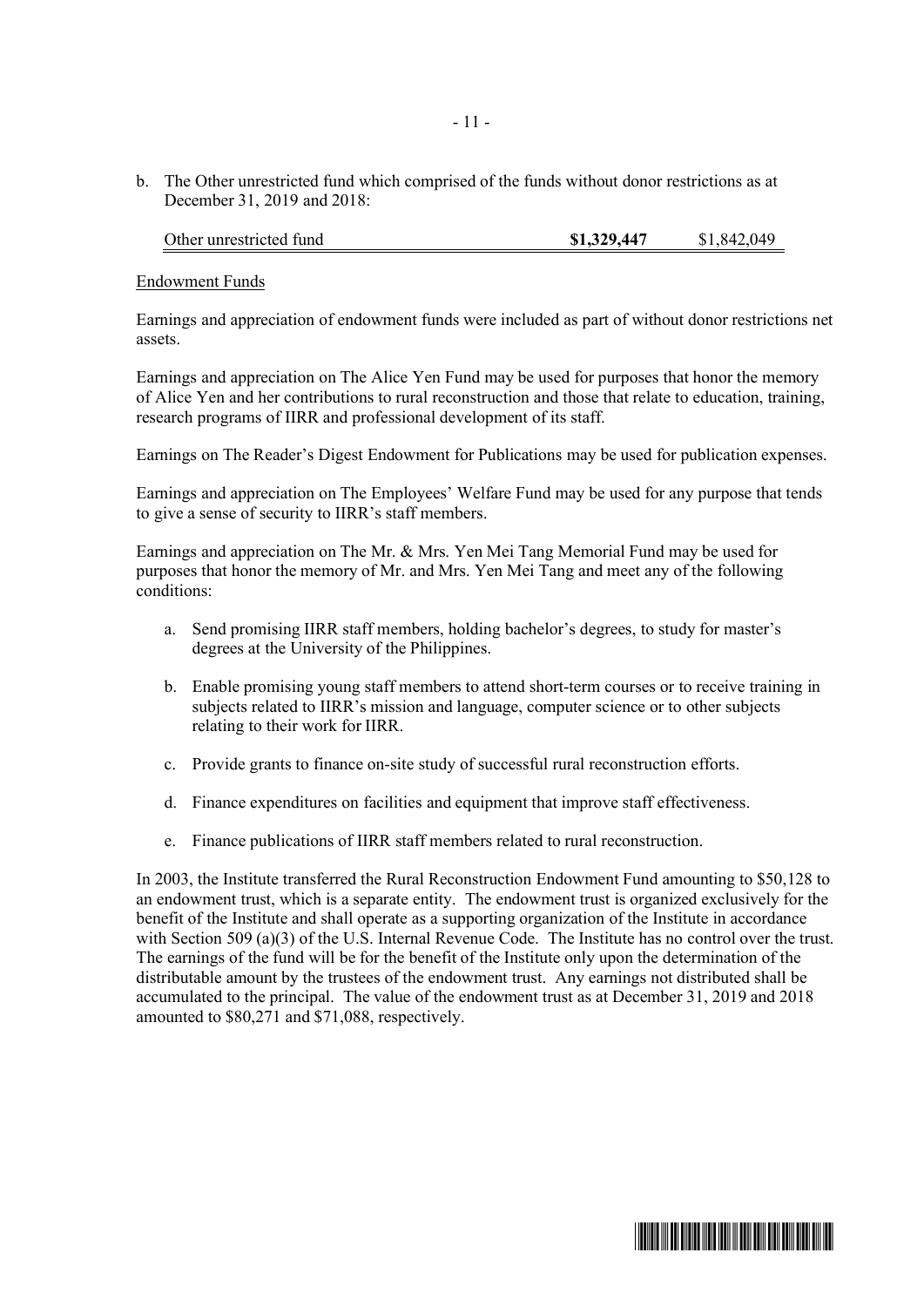b. The Other unrestricted fund which comprised of the funds without donor restrictions as at December 31, 2019 and 2018:

| | | |
|---|---|---|
| Other unrestricted fund | **$1,329,447** | $1,842,049 |

Endowment Funds

Earnings and appreciation of endowment funds were included as part of without donor restrictions net assets.

Earnings and appreciation on The Alice Yen Fund may be used for purposes that honor the memory of Alice Yen and her contributions to rural reconstruction and those that relate to education, training, research programs of IIRR and professional development of its staff.

Earnings on The Reader's Digest Endowment for Publications may be used for publication expenses.

Earnings and appreciation on The Employees' Welfare Fund may be used for any purpose that tends to give a sense of security to IIRR's staff members.

Earnings and appreciation on The Mr. & Mrs. Yen Mei Tang Memorial Fund may be used for purposes that honor the memory of Mr. and Mrs. Yen Mei Tang and meet any of the following conditions:

a. Send promising IIRR staff members, holding bachelor's degrees, to study for master's degrees at the University of the Philippines.

b. Enable promising young staff members to attend short-term courses or to receive training in subjects related to IIRR's mission and language, computer science or to other subjects relating to their work for IIRR.

c. Provide grants to finance on-site study of successful rural reconstruction efforts.

d. Finance expenditures on facilities and equipment that improve staff effectiveness.

e. Finance publications of IIRR staff members related to rural reconstruction.

In 2003, the Institute transferred the Rural Reconstruction Endowment Fund amounting to $50,128 to an endowment trust, which is a separate entity. The endowment trust is organized exclusively for the benefit of the Institute and shall operate as a supporting organization of the Institute in accordance with Section 509 (a)(3) of the U.S. Internal Revenue Code. The Institute has no control over the trust. The earnings of the fund will be for the benefit of the Institute only upon the determination of the distributable amount by the trustees of the endowment trust. Any earnings not distributed shall be accumulated to the principal. The value of the endowment trust as at December 31, 2019 and 2018 amounted to $80,271 and $71,088, respectively.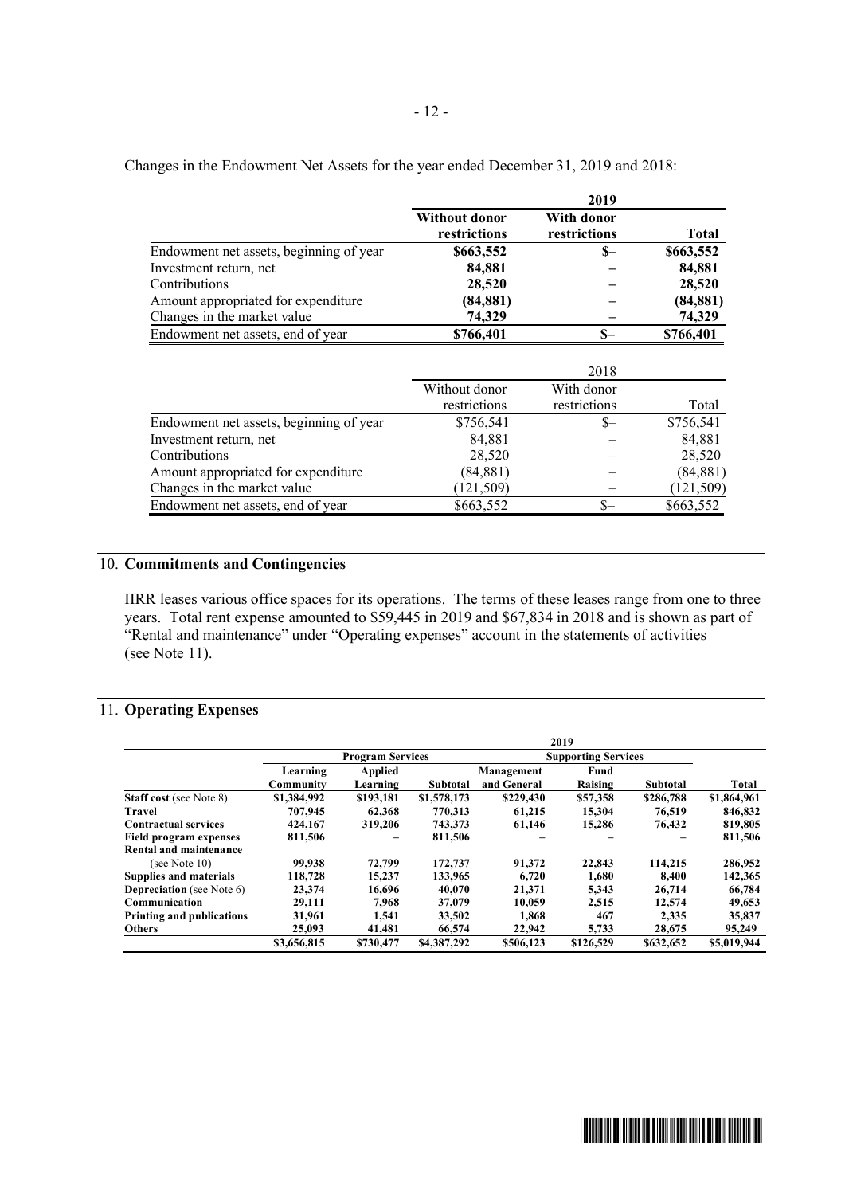Changes in the Endowment Net Assets for the year ended December 31, 2019 and 2018:

| | 2019 | | |
|---|---|---|---|
| | **Without donor restrictions** | **With donor restrictions** | **Total** |
| Endowment net assets, beginning of year | **$663,552** | **$–** | **$663,552** |
| Investment return, net | **84,881** | **–** | **84,881** |
| Contributions | **28,520** | **–** | **28,520** |
| Amount appropriated for expenditure | **(84,881)** | **–** | **(84,881)** |
| Changes in the market value | **74,329** | **–** | **74,329** |
| Endowment net assets, end of year | **$766,401** | **$–** | **$766,401** |

| | 2018 | | |
|---|---|---|---|
| | Without donor restrictions | With donor restrictions | Total |
| Endowment net assets, beginning of year | $756,541 | $– | $756,541 |
| Investment return, net | 84,881 | – | 84,881 |
| Contributions | 28,520 | – | 28,520 |
| Amount appropriated for expenditure | (84,881) | – | (84,881) |
| Changes in the market value | (121,509) | – | (121,509) |
| Endowment net assets, end of year | $663,552 | $– | $663,552 |

## 10. Commitments and Contingencies

IIRR leases various office spaces for its operations. The terms of these leases range from one to three years. Total rent expense amounted to $59,445 in 2019 and $67,834 in 2018 and is shown as part of "Rental and maintenance" under "Operating expenses" account in the statements of activities (see Note 11).

## 11. Operating Expenses

| | 2019 | | | | | | |
|---|---|---|---|---|---|---|---|
| | **Program Services** | | | **Supporting Services** | | | |
| | **Learning Community** | **Applied Learning** | **Subtotal** | **Management and General** | **Fund Raising** | **Subtotal** | **Total** |
| **Staff cost** (see Note 8) | **$1,384,992** | **$193,181** | **$1,578,173** | **$229,430** | **$57,358** | **$286,788** | **$1,864,961** |
| **Travel** | **707,945** | **62,368** | **770,313** | **61,215** | **15,304** | **76,519** | **846,832** |
| **Contractual services** | **424,167** | **319,206** | **743,373** | **61,146** | **15,286** | **76,432** | **819,805** |
| **Field program expenses** | **811,506** | **–** | **811,506** | **–** | **–** | **–** | **811,506** |
| **Rental and maintenance** (see Note 10) | **99,938** | **72,799** | **172,737** | **91,372** | **22,843** | **114,215** | **286,952** |
| **Supplies and materials** | **118,728** | **15,237** | **133,965** | **6,720** | **1,680** | **8,400** | **142,365** |
| **Depreciation** (see Note 6) | **23,374** | **16,696** | **40,070** | **21,371** | **5,343** | **26,714** | **66,784** |
| **Communication** | **29,111** | **7,968** | **37,079** | **10,059** | **2,515** | **12,574** | **49,653** |
| **Printing and publications** | **31,961** | **1,541** | **33,502** | **1,868** | **467** | **2,335** | **35,837** |
| **Others** | **25,093** | **41,481** | **66,574** | **22,942** | **5,733** | **28,675** | **95,249** |
| | **$3,656,815** | **$730,477** | **$4,387,292** | **$506,123** | **$126,529** | **$632,652** | **$5,019,944** |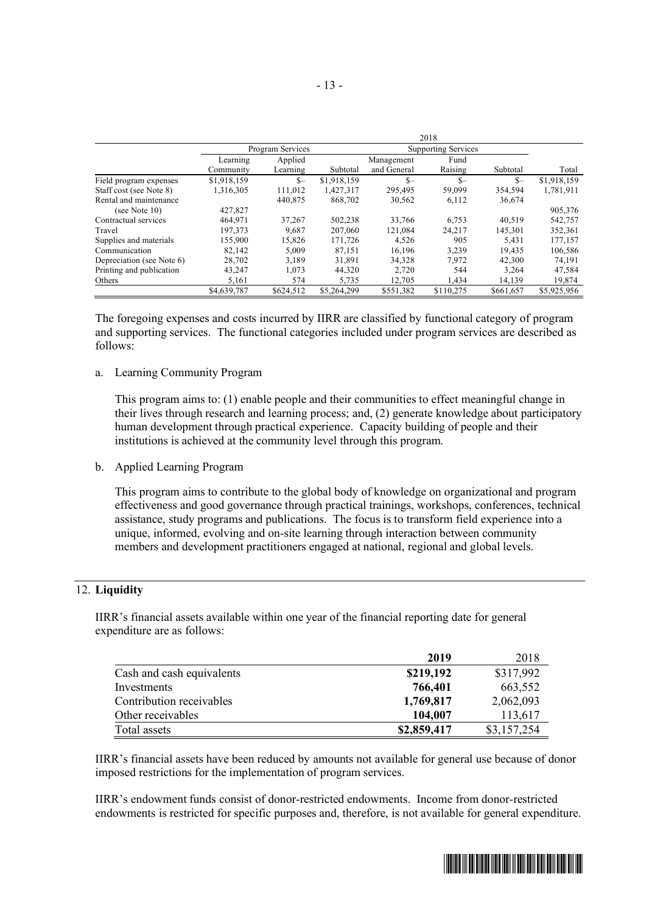| | 2018 | | | | | | |
|---|---|---|---|---|---|---|---|
| | Program Services | | | Supporting Services | | | |
| | Learning Community | Applied Learning | Subtotal | Management and General | Fund Raising | Subtotal | Total |
| Field program expenses | $1,918,159 | $– | $1,918,159 | $– | $– | $– | $1,918,159 |
| Staff cost (see Note 8) | 1,316,305 | 111,012 | 1,427,317 | 295,495 | 59,099 | 354,594 | 1,781,911 |
| Rental and maintenance (see Note 10) | 427,827 | 440,875 | 868,702 | 30,562 | 6,112 | 36,674 | 905,376 |
| Contractual services | 464,971 | 37,267 | 502,238 | 33,766 | 6,753 | 40,519 | 542,757 |
| Travel | 197,373 | 9,687 | 207,060 | 121,084 | 24,217 | 145,301 | 352,361 |
| Supplies and materials | 155,900 | 15,826 | 171,726 | 4,526 | 905 | 5,431 | 177,157 |
| Communication | 82,142 | 5,009 | 87,151 | 16,196 | 3,239 | 19,435 | 106,586 |
| Depreciation (see Note 6) | 28,702 | 3,189 | 31,891 | 34,328 | 7,972 | 42,300 | 74,191 |
| Printing and publication | 43,247 | 1,073 | 44,320 | 2,720 | 544 | 3,264 | 47,584 |
| Others | 5,161 | 574 | 5,735 | 12,705 | 1,434 | 14,139 | 19,874 |
| | $4,639,787 | $624,512 | $5,264,299 | $551,382 | $110,275 | $661,657 | $5,925,956 |

The foregoing expenses and costs incurred by IIRR are classified by functional category of program and supporting services. The functional categories included under program services are described as follows:

a. Learning Community Program

   This program aims to: (1) enable people and their communities to effect meaningful change in their lives through research and learning process; and, (2) generate knowledge about participatory human development through practical experience. Capacity building of people and their institutions is achieved at the community level through this program.

b. Applied Learning Program

   This program aims to contribute to the global body of knowledge on organizational and program effectiveness and good governance through practical trainings, workshops, conferences, technical assistance, study programs and publications. The focus is to transform field experience into a unique, informed, evolving and on-site learning through interaction between community members and development practitioners engaged at national, regional and global levels.

## 12. **Liquidity**

IIRR's financial assets available within one year of the financial reporting date for general expenditure are as follows:

| | **2019** | 2018 |
|---|---|---|
| Cash and cash equivalents | **$219,192** | $317,992 |
| Investments | **766,401** | 663,552 |
| Contribution receivables | **1,769,817** | 2,062,093 |
| Other receivables | **104,007** | 113,617 |
| Total assets | **$2,859,417** | $3,157,254 |

IIRR's financial assets have been reduced by amounts not available for general use because of donor imposed restrictions for the implementation of program services.

IIRR's endowment funds consist of donor-restricted endowments. Income from donor-restricted endowments is restricted for specific purposes and, therefore, is not available for general expenditure.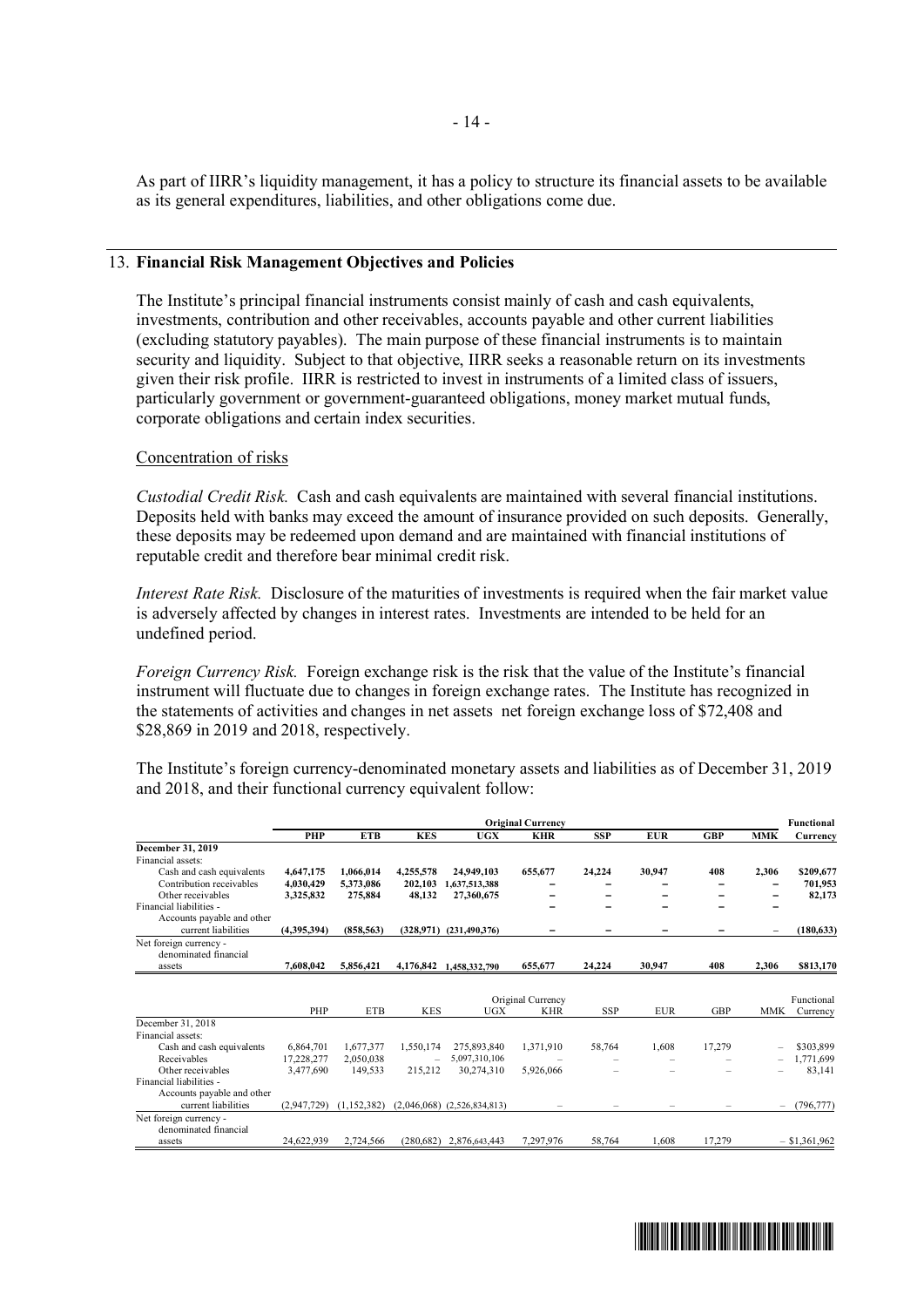As part of IIRR's liquidity management, it has a policy to structure its financial assets to be available as its general expenditures, liabilities, and other obligations come due.

## 13. Financial Risk Management Objectives and Policies

The Institute's principal financial instruments consist mainly of cash and cash equivalents, investments, contribution and other receivables, accounts payable and other current liabilities (excluding statutory payables). The main purpose of these financial instruments is to maintain security and liquidity. Subject to that objective, IIRR seeks a reasonable return on its investments given their risk profile. IIRR is restricted to invest in instruments of a limited class of issuers, particularly government or government-guaranteed obligations, money market mutual funds, corporate obligations and certain index securities.

Concentration of risks

*Custodial Credit Risk.* Cash and cash equivalents are maintained with several financial institutions. Deposits held with banks may exceed the amount of insurance provided on such deposits. Generally, these deposits may be redeemed upon demand and are maintained with financial institutions of reputable credit and therefore bear minimal credit risk.

*Interest Rate Risk.* Disclosure of the maturities of investments is required when the fair market value is adversely affected by changes in interest rates. Investments are intended to be held for an undefined period.

*Foreign Currency Risk.* Foreign exchange risk is the risk that the value of the Institute's financial instrument will fluctuate due to changes in foreign exchange rates. The Institute has recognized in the statements of activities and changes in net assets net foreign exchange loss of $72,408 and $28,869 in 2019 and 2018, respectively.

The Institute's foreign currency-denominated monetary assets and liabilities as of December 31, 2019 and 2018, and their functional currency equivalent follow:

| | Original Currency | | | | | | | | | Functional |
|---|---|---|---|---|---|---|---|---|---|---|
| | **PHP** | **ETB** | **KES** | **UGX** | **KHR** | **SSP** | **EUR** | **GBP** | **MMK** | **Currency** |
| **December 31, 2019** | | | | | | | | | | |
| Financial assets: | | | | | | | | | | |
| Cash and cash equivalents | **4,647,175** | **1,066,014** | **4,255,578** | **24,949,103** | **655,677** | **24,224** | **30,947** | **408** | **2,306** | **$209,677** |
| Contribution receivables | **4,030,429** | **5,373,086** | **202,103** | **1,637,513,388** | **–** | **–** | **–** | **–** | **–** | **701,953** |
| Other receivables | **3,325,832** | **275,884** | **48,132** | **27,360,675** | **–** | **–** | **–** | **–** | **–** | **82,173** |
| Financial liabilities - | | | | | **–** | **–** | **–** | **–** | **–** | |
| Accounts payable and other current liabilities | **(4,395,394)** | **(858,563)** | **(328,971)** | **(231,490,376)** | **–** | **–** | **–** | **–** | **–** | **(180,633)** |
| Net foreign currency - denominated financial assets | **7,608,042** | **5,856,421** | **4,176,842** | **1,458,332,790** | **655,677** | **24,224** | **30,947** | **408** | **2,306** | **$813,170** |

| | Original Currency | | | | | | | | | Functional |
|---|---|---|---|---|---|---|---|---|---|---|
| | PHP | ETB | KES | UGX | KHR | SSP | EUR | GBP | MMK | Currency |
| December 31, 2018 | | | | | | | | | | |
| Financial assets: | | | | | | | | | | |
| Cash and cash equivalents | 6,864,701 | 1,677,377 | 1,550,174 | 275,893,840 | 1,371,910 | 58,764 | 1,608 | 17,279 | – | $303,899 |
| Receivables | 17,228,277 | 2,050,038 | – | 5,097,310,106 | – | – | – | – | – | 1,771,699 |
| Other receivables | 3,477,690 | 149,533 | 215,212 | 30,274,310 | 5,926,066 | – | – | – | – | 83,141 |
| Financial liabilities - | | | | | | | | | | |
| Accounts payable and other current liabilities | (2,947,729) | (1,152,382) | (2,046,068) | (2,526,834,813) | – | – | – | – | – | (796,777) |
| Net foreign currency - denominated financial assets | 24,622,939 | 2,724,566 | (280,682) | 2,876,643,443 | 7,297,976 | 58,764 | 1,608 | 17,279 | – | $1,361,962 |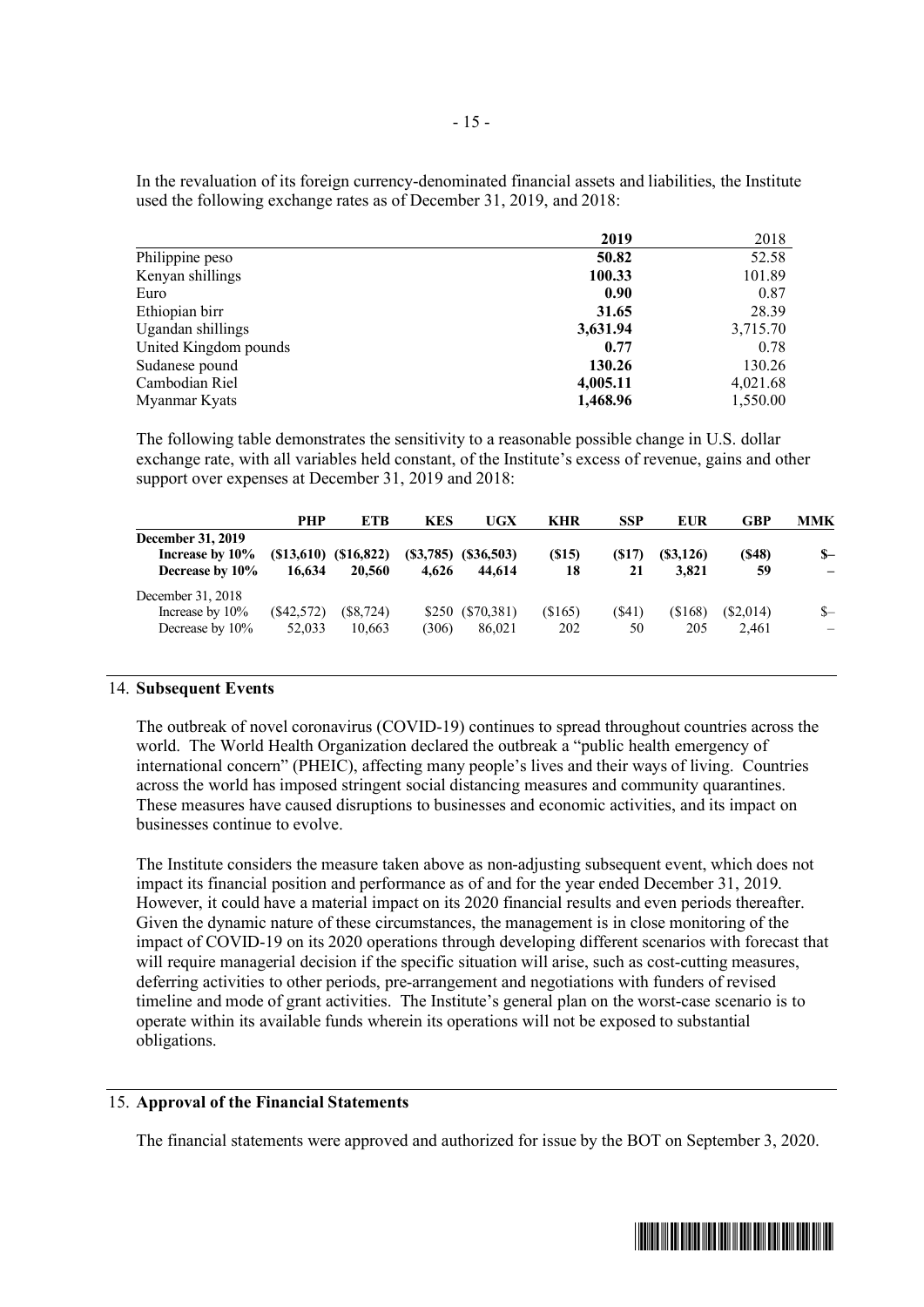In the revaluation of its foreign currency-denominated financial assets and liabilities, the Institute used the following exchange rates as of December 31, 2019, and 2018:

| | **2019** | 2018 |
|---|---|---|
| Philippine peso | **50.82** | 52.58 |
| Kenyan shillings | **100.33** | 101.89 |
| Euro | **0.90** | 0.87 |
| Ethiopian birr | **31.65** | 28.39 |
| Ugandan shillings | **3,631.94** | 3,715.70 |
| United Kingdom pounds | **0.77** | 0.78 |
| Sudanese pound | **130.26** | 130.26 |
| Cambodian Riel | **4,005.11** | 4,021.68 |
| Myanmar Kyats | **1,468.96** | 1,550.00 |

The following table demonstrates the sensitivity to a reasonable possible change in U.S. dollar exchange rate, with all variables held constant, of the Institute's excess of revenue, gains and other support over expenses at December 31, 2019 and 2018:

| | **PHP** | **ETB** | **KES** | **UGX** | **KHR** | **SSP** | **EUR** | **GBP** | **MMK** |
|---|---|---|---|---|---|---|---|---|---|
| **December 31, 2019** | | | | | | | | | |
| **Increase by 10%** | **($13,610)** | **($16,822)** | **($3,785)** | **($36,503)** | **($15)** | **($17)** | **($3,126)** | **($48)** | **$–** |
| **Decrease by 10%** | **16,634** | **20,560** | **4,626** | **44,614** | **18** | **21** | **3,821** | **59** | **–** |
| December 31, 2018 | | | | | | | | | |
| Increase by 10% | ($42,572) | ($8,724) | $250 | ($70,381) | ($165) | ($41) | ($168) | ($2,014) | $– |
| Decrease by 10% | 52,033 | 10,663 | (306) | 86,021 | 202 | 50 | 205 | 2,461 | – |

## 14. Subsequent Events

The outbreak of novel coronavirus (COVID-19) continues to spread throughout countries across the world. The World Health Organization declared the outbreak a "public health emergency of international concern" (PHEIC), affecting many people's lives and their ways of living. Countries across the world has imposed stringent social distancing measures and community quarantines. These measures have caused disruptions to businesses and economic activities, and its impact on businesses continue to evolve.

The Institute considers the measure taken above as non-adjusting subsequent event, which does not impact its financial position and performance as of and for the year ended December 31, 2019. However, it could have a material impact on its 2020 financial results and even periods thereafter. Given the dynamic nature of these circumstances, the management is in close monitoring of the impact of COVID-19 on its 2020 operations through developing different scenarios with forecast that will require managerial decision if the specific situation will arise, such as cost-cutting measures, deferring activities to other periods, pre-arrangement and negotiations with funders of revised timeline and mode of grant activities. The Institute's general plan on the worst-case scenario is to operate within its available funds wherein its operations will not be exposed to substantial obligations.

## 15. Approval of the Financial Statements

The financial statements were approved and authorized for issue by the BOT on September 3, 2020.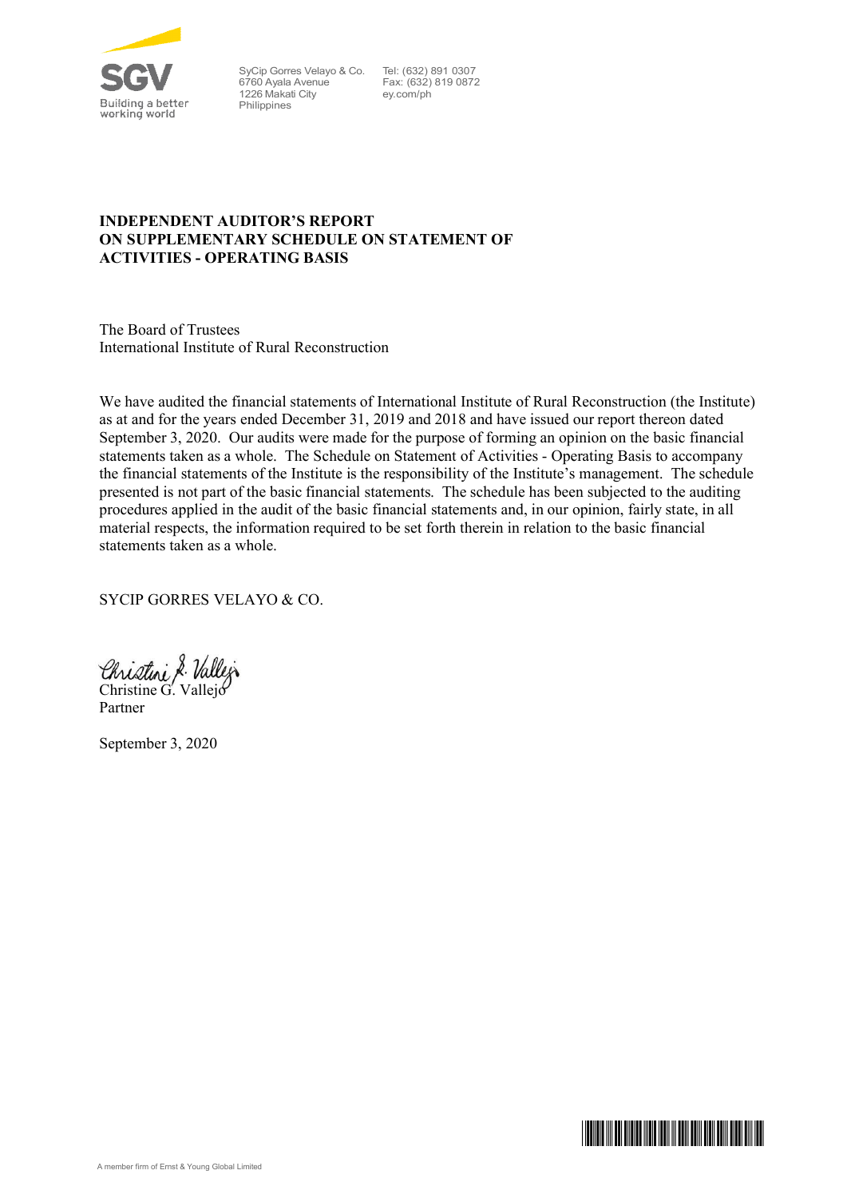SyCip Gorres Velayo & Co.
6760 Ayala Avenue
1226 Makati City
Philippines

Tel: (632) 891 0307
Fax: (632) 819 0872
ey.com/ph

**INDEPENDENT AUDITOR'S REPORT
ON SUPPLEMENTARY SCHEDULE ON STATEMENT OF
ACTIVITIES - OPERATING BASIS**

The Board of Trustees
International Institute of Rural Reconstruction

We have audited the financial statements of International Institute of Rural Reconstruction (the Institute) as at and for the years ended December 31, 2019 and 2018 and have issued our report thereon dated September 3, 2020. Our audits were made for the purpose of forming an opinion on the basic financial statements taken as a whole. The Schedule on Statement of Activities - Operating Basis to accompany the financial statements of the Institute is the responsibility of the Institute's management. The schedule presented is not part of the basic financial statements. The schedule has been subjected to the auditing procedures applied in the audit of the basic financial statements and, in our opinion, fairly state, in all material respects, the information required to be set forth therein in relation to the basic financial statements taken as a whole.

SYCIP GORRES VELAYO & CO.

Christine G. Vallejo
Partner

September 3, 2020

A member firm of Ernst & Young Global Limited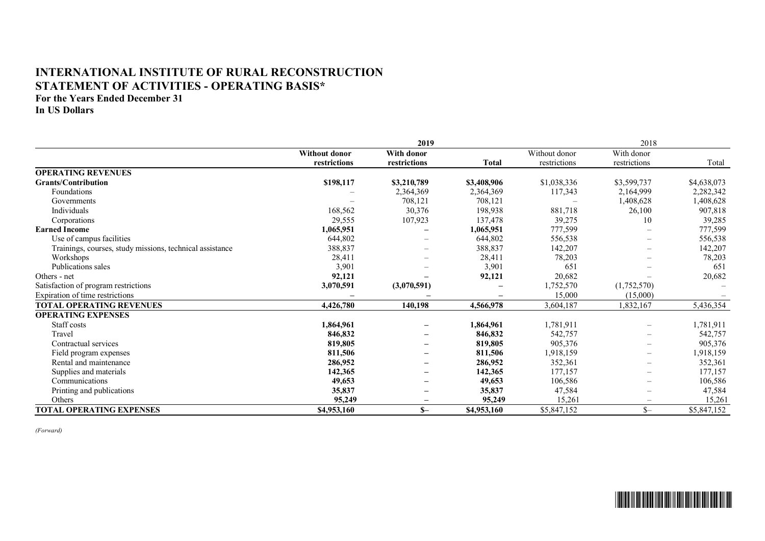# INTERNATIONAL INSTITUTE OF RURAL RECONSTRUCTION
# STATEMENT OF ACTIVITIES - OPERATING BASIS*

**For the Years Ended December 31**
**In US Dollars**

| | 2019 | | | 2018 | | |
|---|---|---|---|---|---|---|
| | **Without donor restrictions** | **With donor restrictions** | **Total** | Without donor restrictions | With donor restrictions | Total |
| **OPERATING REVENUES** | | | | | | |
| **Grants/Contribution** | **$198,117** | **$3,210,789** | **$3,408,906** | $1,038,336 | $3,599,737 | $4,638,073 |
| Foundations | – | 2,364,369 | 2,364,369 | 117,343 | 2,164,999 | 2,282,342 |
| Governments | – | 708,121 | 708,121 | – | 1,408,628 | 1,408,628 |
| Individuals | 168,562 | 30,376 | 198,938 | 881,718 | 26,100 | 907,818 |
| Corporations | 29,555 | 107,923 | 137,478 | 39,275 | 10 | 39,285 |
| **Earned Income** | **1,065,951** | **–** | **1,065,951** | 777,599 | – | 777,599 |
| Use of campus facilities | 644,802 | – | 644,802 | 556,538 | – | 556,538 |
| Trainings, courses, study missions, technical assistance | 388,837 | – | 388,837 | 142,207 | – | 142,207 |
| Workshops | 28,411 | – | 28,411 | 78,203 | – | 78,203 |
| Publications sales | 3,901 | – | 3,901 | 651 | – | 651 |
| Others - net | **92,121** | **–** | **92,121** | 20,682 | – | 20,682 |
| Satisfaction of program restrictions | **3,070,591** | **(3,070,591)** | **–** | 1,752,570 | (1,752,570) | – |
| Expiration of time restrictions | **–** | **–** | **–** | 15,000 | (15,000) | – |
| **TOTAL OPERATING REVENUES** | **4,426,780** | **140,198** | **4,566,978** | 3,604,187 | 1,832,167 | 5,436,354 |
| **OPERATING EXPENSES** | | | | | | |
| Staff costs | **1,864,961** | **–** | **1,864,961** | 1,781,911 | – | 1,781,911 |
| Travel | **846,832** | **–** | **846,832** | 542,757 | – | 542,757 |
| Contractual services | **819,805** | **–** | **819,805** | 905,376 | – | 905,376 |
| Field program expenses | **811,506** | **–** | **811,506** | 1,918,159 | – | 1,918,159 |
| Rental and maintenance | **286,952** | **–** | **286,952** | 352,361 | – | 352,361 |
| Supplies and materials | **142,365** | **–** | **142,365** | 177,157 | – | 177,157 |
| Communications | **49,653** | **–** | **49,653** | 106,586 | – | 106,586 |
| Printing and publications | **35,837** | **–** | **35,837** | 47,584 | – | 47,584 |
| Others | **95,249** | **–** | **95,249** | 15,261 | – | 15,261 |
| **TOTAL OPERATING EXPENSES** | **$4,953,160** | **$–** | **$4,953,160** | $5,847,152 | $– | $5,847,152 |

*(Forward)*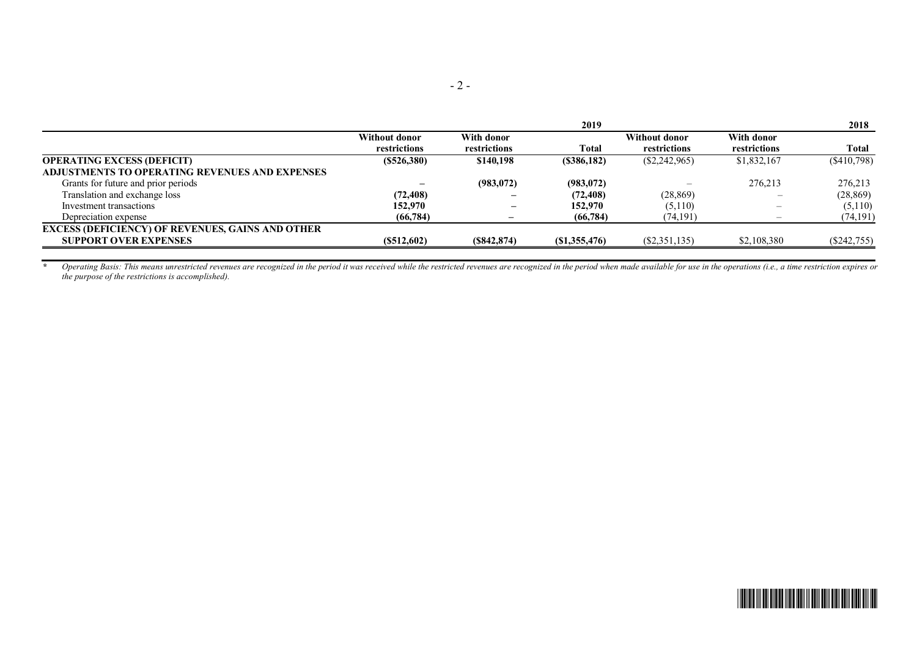| | 2019 | | | 2018 | | |
|---|---|---|---|---|---|---|
| | Without donor restrictions | With donor restrictions | Total | Without donor restrictions | With donor restrictions | Total |
| **OPERATING EXCESS (DEFICIT)** | **($526,380)** | **$140,198** | **($386,182)** | ($2,242,965) | $1,832,167 | ($410,798) |
| **ADJUSTMENTS TO OPERATING REVENUES AND EXPENSES** | | | | | | |
| Grants for future and prior periods | **–** | **(983,072)** | **(983,072)** | – | 276,213 | 276,213 |
| Translation and exchange loss | **(72,408)** | **–** | **(72,408)** | (28,869) | – | (28,869) |
| Investment transactions | **152,970** | **–** | **152,970** | (5,110) | – | (5,110) |
| Depreciation expense | **(66,784)** | **–** | **(66,784)** | (74,191) | – | (74,191) |
| **EXCESS (DEFICIENCY) OF REVENUES, GAINS AND OTHER SUPPORT OVER EXPENSES** | **($512,602)** | **($842,874)** | **($1,355,476)** | ($2,351,135) | $2,108,380 | ($242,755) |

\* *Operating Basis: This means unrestricted revenues are recognized in the period it was received while the restricted revenues are recognized in the period when made available for use in the operations (i.e., a time restriction expires or the purpose of the restrictions is accomplished).*